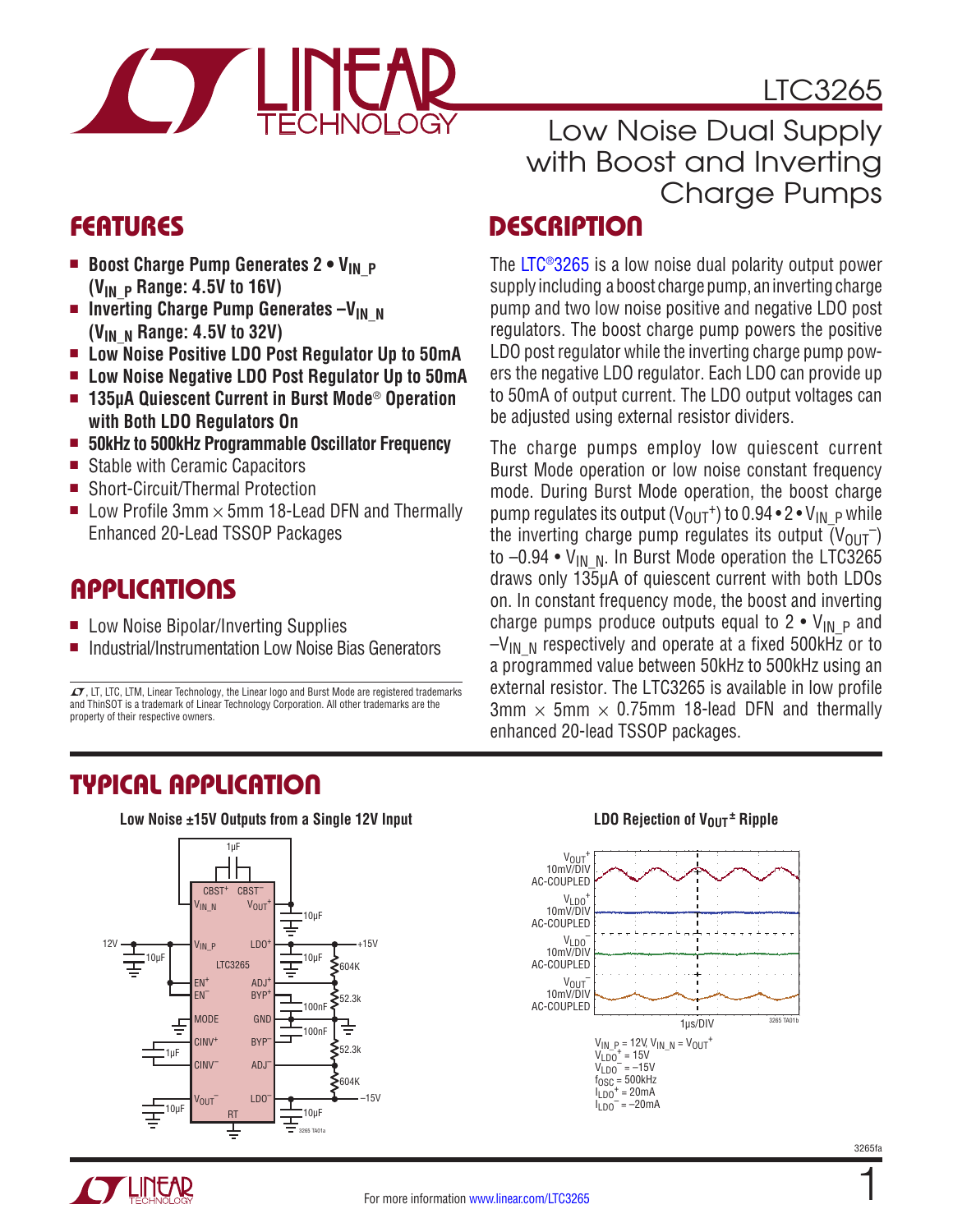# LTC3265

## Low Noise Dual Supply with Boost and Inverting Charge Pumps

## FEATURES

- **Boost Charge Pump Generates 2 • $V_{IN\_P}$ ($V_{IN\_P}$ Range: 4.5V to 16V)**
- **Inverting Charge Pump Generates $-V_{IN\_N}$ ($V_{IN\_N}$ Range: 4.5V to 32V)**
- **Low Noise Positive LDO Post Regulator Up to 50mA**
- **Low Noise Negative LDO Post Regulator Up to 50mA**
- **135µA Quiescent Current in Burst Mode® Operation with Both LDO Regulators On**
- **50kHz to 500kHz Programmable Oscillator Frequency**
- Stable with Ceramic Capacitors
- Short-Circuit/Thermal Protection
- Low Profile 3mm × 5mm 18-Lead DFN and Thermally Enhanced 20-Lead TSSOP Packages

## APPLICATIONS

- Low Noise Bipolar/Inverting Supplies
- Industrial/Instrumentation Low Noise Bias Generators

LT, LTC, LTM, Linear Technology, the Linear logo and Burst Mode are registered trademarks and ThinSOT is a trademark of Linear Technology Corporation. All other trademarks are the property of their respective owners.

## DESCRIPTION

The LTC®3265 is a low noise dual polarity output power supply including a boost charge pump, an inverting charge pump and two low noise positive and negative LDO post regulators. The boost charge pump powers the positive LDO post regulator while the inverting charge pump powers the negative LDO regulator. Each LDO can provide up to 50mA of output current. The LDO output voltages can be adjusted using external resistor dividers.

The charge pumps employ low quiescent current Burst Mode operation or low noise constant frequency mode. During Burst Mode operation, the boost charge pump regulates its output ($V_{OUT}^+$) to 0.94 • 2 • $V_{IN\_P}$ while the inverting charge pump regulates its output ($V_{OUT}^-$) to –0.94 • $V_{IN\_N}$. In Burst Mode operation the LTC3265 draws only 135µA of quiescent current with both LDOs on. In constant frequency mode, the boost and inverting charge pumps produce outputs equal to 2 • $V_{IN\_P}$ and $-V_{IN\_N}$ respectively and operate at a fixed 500kHz or to a programmed value between 50kHz to 500kHz using an external resistor. The LTC3265 is available in low profile 3mm × 5mm × 0.75mm 18-lead DFN and thermally enhanced 20-lead TSSOP packages.

## TYPICAL APPLICATION

**Low Noise ±15V Outputs from a Single 12V Input**

**LDO Rejection of $V_{OUT}^{\pm}$ Ripple**

$V_{IN\_P}$ = 12V, $V_{IN\_N}$ = $V_{OUT}^+$
$V_{LDO}^+$ = 15V
$V_{LDO}^-$ = –15V
$f_{OSC}$ = 500kHz
$I_{LDO}^+$ = 20mA
$I_{LDO}^-$ = –20mA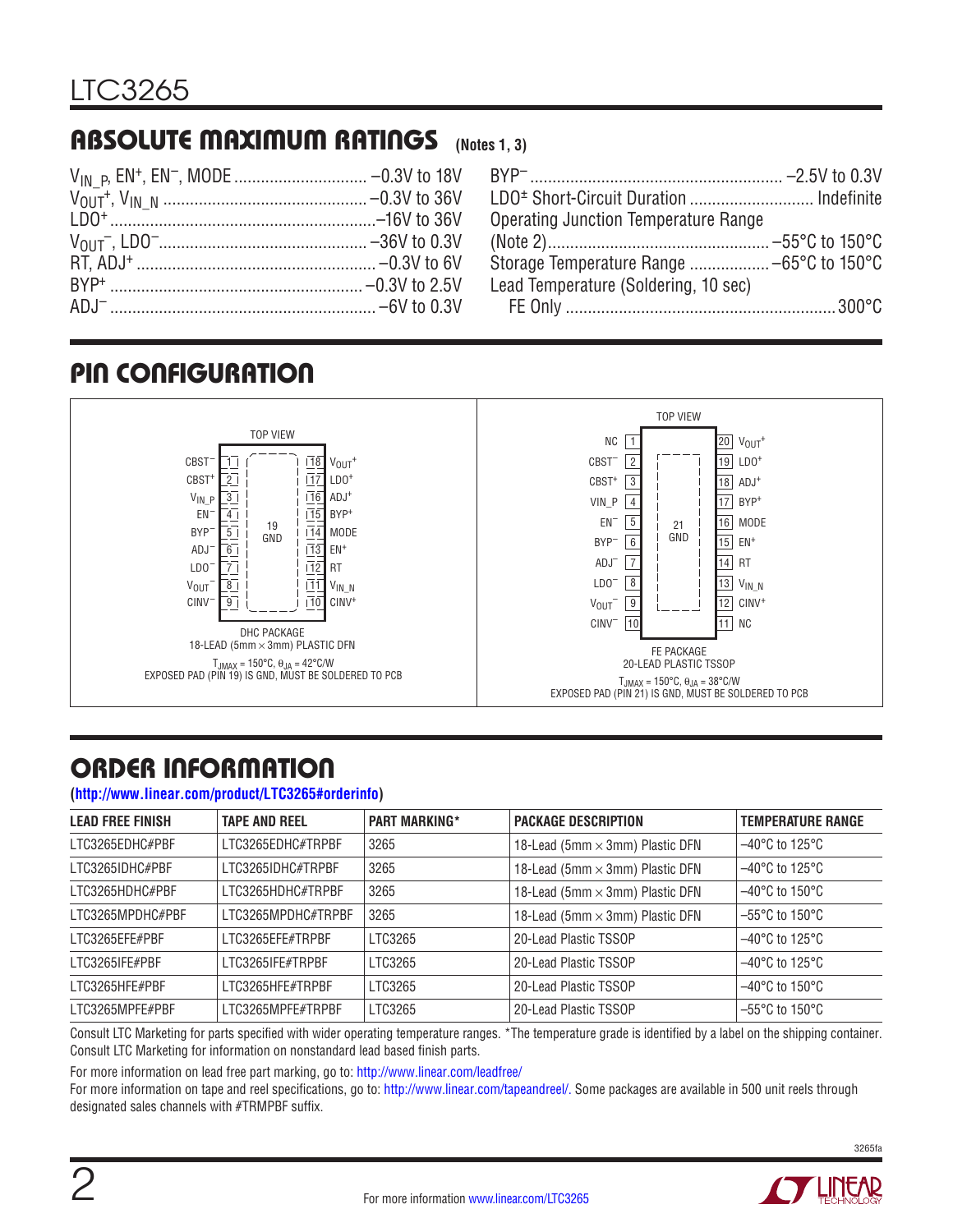## ABSOLUTE MAXIMUM RATINGS (Notes 1, 3)

$V_{IN\_P}$, $EN^+$, $EN^-$, MODE ............................. –0.3V to 18V
$V_{OUT}^+$, $V_{IN\_N}$ ............................................. –0.3V to 36V
$LDO^+$ ............................................................ –16V to 36V
$V_{OUT}^-$, $LDO^-$ ............................................... –36V to 0.3V
RT, $ADJ^+$ ..................................................... –0.3V to 6V
$BYP^+$ ........................................................ –0.3V to 2.5V
$ADJ^-$ ........................................................... –6V to 0.3V
$BYP^-$ ......................................................... –2.5V to 0.3V
$LDO^{\pm}$ Short-Circuit Duration ........................... Indefinite
Operating Junction Temperature Range
(Note 2) ................................................. –55°C to 150°C
Storage Temperature Range .................. –65°C to 150°C
Lead Temperature (Soldering, 10 sec)
FE Only ............................................................ 300°C

## PIN CONFIGURATION

**DHC PACKAGE (TOP VIEW)**

| Pin | Name | | Pin | Name |
|---|---|---|---|---|
| 1 | $CBST^-$ | | 18 | $V_{OUT}^+$ |
| 2 | $CBST^+$ | | 17 | $LDO^+$ |
| 3 | $V_{IN\_P}$ | | 16 | $ADJ^+$ |
| 4 | $EN^-$ | | 15 | $BYP^+$ |
| 5 | $BYP^-$ | | 14 | MODE |
| 6 | $ADJ^-$ | | 13 | $EN^+$ |
| 7 | $LDO^-$ | | 12 | RT |
| 8 | $V_{OUT}^-$ | | 11 | $V_{IN\_N}$ |
| 9 | $CINV^-$ | | 10 | $CINV^+$ |
| 19 | GND | | | |

DHC PACKAGE
18-LEAD (5mm × 3mm) PLASTIC DFN
$T_{JMAX}$ = 150°C, $\theta_{JA}$ = 42°C/W
EXPOSED PAD (PIN 19) IS GND, MUST BE SOLDERED TO PCB

**FE PACKAGE (TOP VIEW)**

| Pin | Name | | Pin | Name |
|---|---|---|---|---|
| 1 | NC | | 20 | $V_{OUT}^+$ |
| 2 | $CBST^-$ | | 19 | $LDO^+$ |
| 3 | $CBST^+$ | | 18 | $ADJ^+$ |
| 4 | VIN_P | | 17 | $BYP^+$ |
| 5 | $EN^-$ | | 16 | MODE |
| 6 | $BYP^-$ | | 15 | $EN^+$ |
| 7 | $ADJ^-$ | | 14 | RT |
| 8 | $LDO^-$ | | 13 | $V_{IN\_N}$ |
| 9 | $V_{OUT}^-$ | | 12 | $CINV^+$ |
| 10 | $CINV^-$ | | 11 | NC |
| 21 | GND | | | |

FE PACKAGE
20-LEAD PLASTIC TSSOP
$T_{JMAX}$ = 150°C, $\theta_{JA}$ = 38°C/W
EXPOSED PAD (PIN 21) IS GND, MUST BE SOLDERED TO PCB

## ORDER INFORMATION

(http://www.linear.com/product/LTC3265#orderinfo)

| LEAD FREE FINISH | TAPE AND REEL | PART MARKING* | PACKAGE DESCRIPTION | TEMPERATURE RANGE |
|---|---|---|---|---|
| LTC3265EDHC#PBF | LTC3265EDHC#TRPBF | 3265 | 18-Lead (5mm × 3mm) Plastic DFN | –40°C to 125°C |
| LTC3265IDHC#PBF | LTC3265IDHC#TRPBF | 3265 | 18-Lead (5mm × 3mm) Plastic DFN | –40°C to 125°C |
| LTC3265HDHC#PBF | LTC3265HDHC#TRPBF | 3265 | 18-Lead (5mm × 3mm) Plastic DFN | –40°C to 150°C |
| LTC3265MPDHC#PBF | LTC3265MPDHC#TRPBF | 3265 | 18-Lead (5mm × 3mm) Plastic DFN | –55°C to 150°C |
| LTC3265EFE#PBF | LTC3265EFE#TRPBF | LTC3265 | 20-Lead Plastic TSSOP | –40°C to 125°C |
| LTC3265IFE#PBF | LTC3265IFE#TRPBF | LTC3265 | 20-Lead Plastic TSSOP | –40°C to 125°C |
| LTC3265HFE#PBF | LTC3265HFE#TRPBF | LTC3265 | 20-Lead Plastic TSSOP | –40°C to 150°C |
| LTC3265MPFE#PBF | LTC3265MPFE#TRPBF | LTC3265 | 20-Lead Plastic TSSOP | –55°C to 150°C |

Consult LTC Marketing for parts specified with wider operating temperature ranges. *The temperature grade is identified by a label on the shipping container.
Consult LTC Marketing for information on nonstandard lead based finish parts.

For more information on lead free part marking, go to: http://www.linear.com/leadfree/

For more information on tape and reel specifications, go to: http://www.linear.com/tapeandreel/. Some packages are available in 500 unit reels through designated sales channels with #TRMPBF suffix.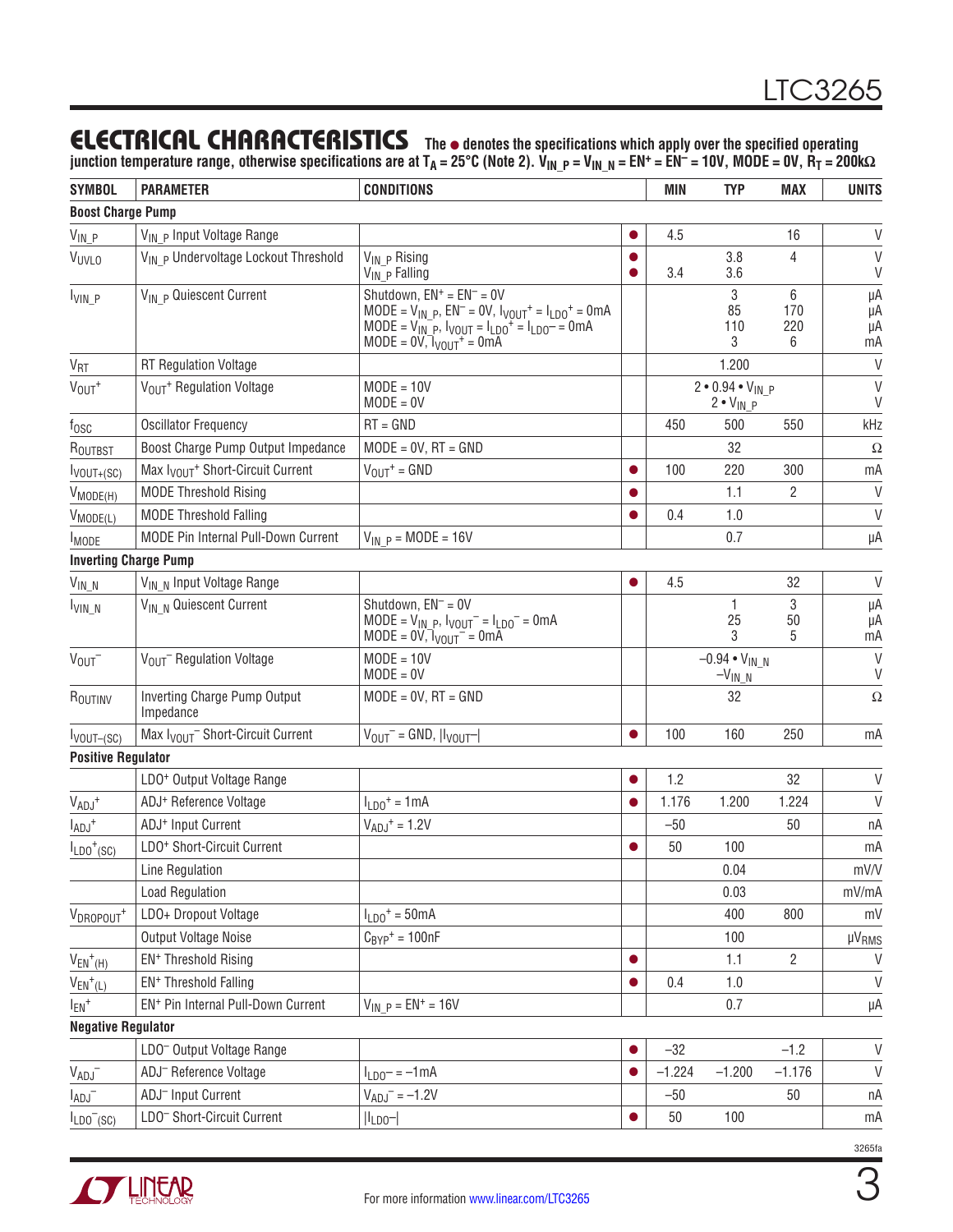## ELECTRICAL CHARACTERISTICS

**The ● denotes the specifications which apply over the specified operating junction temperature range, otherwise specifications are at $T_A$ = 25°C (Note 2). $V_{IN\_P}$ = $V_{IN\_N}$ = $EN^+$ = $EN^-$ = 10V, MODE = 0V, $R_T$ = 200kΩ**

| SYMBOL | PARAMETER | CONDITIONS | | MIN | TYP | MAX | UNITS |
|---|---|---|---|---|---|---|---|
| **Boost Charge Pump** | | | | | | | |
| $V_{IN\_P}$ | $V_{IN\_P}$ Input Voltage Range | | ● | 4.5 | | 16 | V |
| $V_{UVLO}$ | $V_{IN\_P}$ Undervoltage Lockout Threshold | $V_{IN\_P}$ Rising<br>$V_{IN\_P}$ Falling | ●<br>● | <br>3.4 | 3.8<br>3.6 | 4 | V<br>V |
| $I_{VIN\_P}$ | $V_{IN\_P}$ Quiescent Current | Shutdown, $EN^+$ = $EN^-$ = 0V<br>MODE = $V_{IN\_P}$, $EN^-$ = 0V, $I_{VOUT}{}^+$ = $I_{LDO}{}^+$ = 0mA<br>MODE = $V_{IN\_P}$, $I_{VOUT}$ = $I_{LDO}{}^+$ = $I_{LDO}{}^-$ = 0mA<br>MODE = 0V, $I_{VOUT}{}^+$ = 0mA | | | 3<br>85<br>110<br>3 | 6<br>170<br>220<br>6 | µA<br>µA<br>µA<br>mA |
| $V_{RT}$ | RT Regulation Voltage | | | | 1.200 | | V |
| $V_{OUT}{}^+$ | $V_{OUT}{}^+$ Regulation Voltage | MODE = 10V<br>MODE = 0V | | | 2 • 0.94 • $V_{IN\_P}$<br>2 • $V_{IN\_P}$ | | V<br>V |
| $f_{OSC}$ | Oscillator Frequency | RT = GND | | 450 | 500 | 550 | kHz |
| $R_{OUTBST}$ | Boost Charge Pump Output Impedance | MODE = 0V, RT = GND | | | 32 | | Ω |
| $I_{VOUT+(SC)}$ | Max $I_{VOUT}{}^+$ Short-Circuit Current | $V_{OUT}{}^+$ = GND | ● | 100 | 220 | 300 | mA |
| $V_{MODE(H)}$ | MODE Threshold Rising | | ● | | 1.1 | 2 | V |
| $V_{MODE(L)}$ | MODE Threshold Falling | | ● | 0.4 | 1.0 | | V |
| $I_{MODE}$ | MODE Pin Internal Pull-Down Current | $V_{IN\_P}$ = MODE = 16V | | | 0.7 | | µA |
| **Inverting Charge Pump** | | | | | | | |
| $V_{IN\_N}$ | $V_{IN\_N}$ Input Voltage Range | | ● | 4.5 | | 32 | V |
| $I_{VIN\_N}$ | $V_{IN\_N}$ Quiescent Current | Shutdown, $EN^-$ = 0V<br>MODE = $V_{IN\_P}$, $I_{VOUT}{}^-$ = $I_{LDO}{}^-$ = 0mA<br>MODE = 0V, $I_{VOUT}{}^-$ = 0mA | | | 1<br>25<br>3 | 3<br>50<br>5 | µA<br>µA<br>mA |
| $V_{OUT}{}^-$ | $V_{OUT}{}^-$ Regulation Voltage | MODE = 10V<br>MODE = 0V | | | –0.94 • $V_{IN\_N}$<br>–$V_{IN\_N}$ | | V<br>V |
| $R_{OUTINV}$ | Inverting Charge Pump Output Impedance | MODE = 0V, RT = GND | | | 32 | | Ω |
| $I_{VOUT–(SC)}$ | Max $I_{VOUT}{}^-$ Short-Circuit Current | $V_{OUT}{}^-$ = GND, \|$I_{VOUT}$–\| | ● | 100 | 160 | 250 | mA |
| **Positive Regulator** | | | | | | | |
| | $LDO^+$ Output Voltage Range | | ● | 1.2 | | 32 | V |
| $V_{ADJ}{}^+$ | $ADJ^+$ Reference Voltage | $I_{LDO}{}^+$ = 1mA | ● | 1.176 | 1.200 | 1.224 | V |
| $I_{ADJ}{}^+$ | $ADJ^+$ Input Current | $V_{ADJ}{}^+$ = 1.2V | | –50 | | 50 | nA |
| $I_{LDO}{}^+{}_{(SC)}$ | $LDO^+$ Short-Circuit Current | | ● | 50 | 100 | | mA |
| | Line Regulation | | | | 0.04 | | mV/V |
| | Load Regulation | | | | 0.03 | | mV/mA |
| $V_{DROPOUT}{}^+$ | LDO+ Dropout Voltage | $I_{LDO}{}^+$ = 50mA | | | 400 | 800 | mV |
| | Output Voltage Noise | $C_{BYP}{}^+$ = 100nF | | | 100 | | $µV_{RMS}$ |
| $V_{EN}{}^+{}_{(H)}$ | $EN^+$ Threshold Rising | | ● | | 1.1 | 2 | V |
| $V_{EN}{}^+{}_{(L)}$ | $EN^+$ Threshold Falling | | ● | 0.4 | 1.0 | | V |
| $I_{EN}{}^+$ | $EN^+$ Pin Internal Pull-Down Current | $V_{IN\_P}$ = $EN^+$ = 16V | | | 0.7 | | µA |
| **Negative Regulator** | | | | | | | |
| | $LDO^-$ Output Voltage Range | | ● | –32 | | –1.2 | V |
| $V_{ADJ}{}^-$ | $ADJ^-$ Reference Voltage | $I_{LDO}{}^-$ = –1mA | ● | –1.224 | –1.200 | –1.176 | V |
| $I_{ADJ}{}^-$ | $ADJ^-$ Input Current | $V_{ADJ}{}^-$ = –1.2V | | –50 | | 50 | nA |
| $I_{LDO}{}^-{}_{(SC)}$ | $LDO^-$ Short-Circuit Current | \|$I_{LDO}$–\| | ● | 50 | 100 | | mA |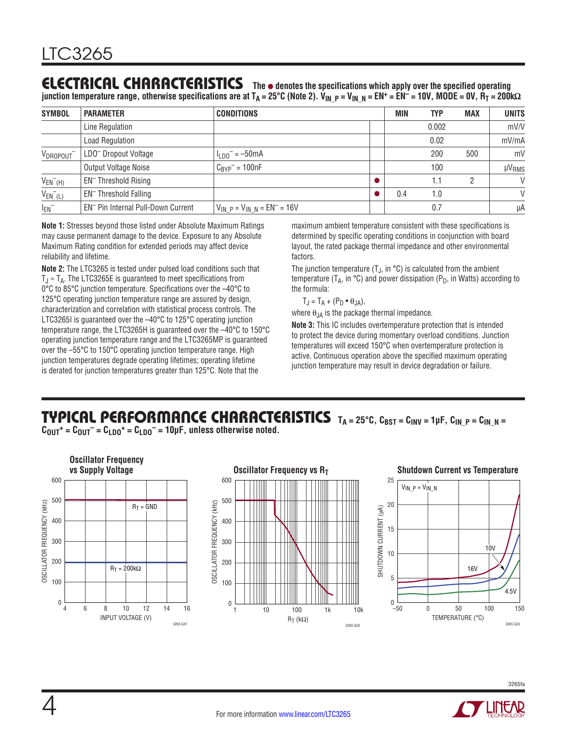## ELECTRICAL CHARACTERISTICS

The ● denotes the specifications which apply over the specified operating junction temperature range, otherwise specifications are at $T_A$ = 25°C (Note 2). $V_{IN\_P}$ = $V_{IN\_N}$ = $EN^+$ = $EN^-$ = 10V, MODE = 0V, $R_T$ = 200kΩ

| SYMBOL | PARAMETER | CONDITIONS | | MIN | TYP | MAX | UNITS |
|---|---|---|---|---|---|---|---|
| | Line Regulation | | | | 0.002 | | mV/V |
| | Load Regulation | | | | 0.02 | | mV/mA |
| $V_{DROPOUT}^-$ | LDO⁻ Dropout Voltage | $I_{LDO}^-$ = –50mA | | | 200 | 500 | mV |
| | Output Voltage Noise | $C_{BYP}^-$ = 100nF | | | 100 | | $\mu V_{RMS}$ |
| $V_{EN^-(H)}$ | EN⁻ Threshold Rising | | ● | | 1.1 | 2 | V |
| $V_{EN^-(L)}$ | EN⁻ Threshold Falling | | ● | 0.4 | 1.0 | | V |
| $I_{EN^-}$ | EN⁻ Pin Internal Pull-Down Current | $V_{IN\_P}$ = $V_{IN\_N}$ = $EN^-$ = 16V | | | 0.7 | | µA |

**Note 1:** Stresses beyond those listed under Absolute Maximum Ratings may cause permanent damage to the device. Exposure to any Absolute Maximum Rating condition for extended periods may affect device reliability and lifetime.

**Note 2:** The LTC3265 is tested under pulsed load conditions such that $T_J \approx T_A$. The LTC3265E is guaranteed to meet specifications from 0°C to 85°C junction temperature. Specifications over the –40°C to 125°C operating junction temperature range are assured by design, characterization and correlation with statistical process controls. The LTC3265I is guaranteed over the –40°C to 125°C operating junction temperature range, the LTC3265H is guaranteed over the –40°C to 150°C operating junction temperature range and the LTC3265MP is guaranteed over the –55°C to 150°C operating junction temperature range. High junction temperatures degrade operating lifetimes; operating lifetime is derated for junction temperatures greater than 125°C. Note that the maximum ambient temperature consistent with these specifications is determined by specific operating conditions in conjunction with board layout, the rated package thermal impedance and other environmental factors.

The junction temperature ($T_J$, in °C) is calculated from the ambient temperature ($T_A$, in °C) and power dissipation ($P_D$, in Watts) according to the formula:

$$T_J = T_A + (P_D \bullet \theta_{JA}),$$

where $\theta_{JA}$ is the package thermal impedance.

**Note 3:** This IC includes overtemperature protection that is intended to protect the device during momentary overload conditions. Junction temperatures will exceed 150°C when overtemperature protection is active. Continuous operation above the specified maximum operating junction temperature may result in device degradation or failure.

## TYPICAL PERFORMANCE CHARACTERISTICS

$T_A$ = 25°C, $C_{BST}$ = $C_{INV}$ = 1µF, $C_{IN\_P}$ = $C_{IN\_N}$ = $C_{OUT}^+$ = $C_{OUT}^-$ = $C_{LDO}^+$ = $C_{LDO}^-$ = 10µF, unless otherwise noted.

**Oscillator Frequency vs Supply Voltage**

3265 G01

**Oscillator Frequency vs $R_T$**

3265 G02

**Shutdown Current vs Temperature**

3265 G03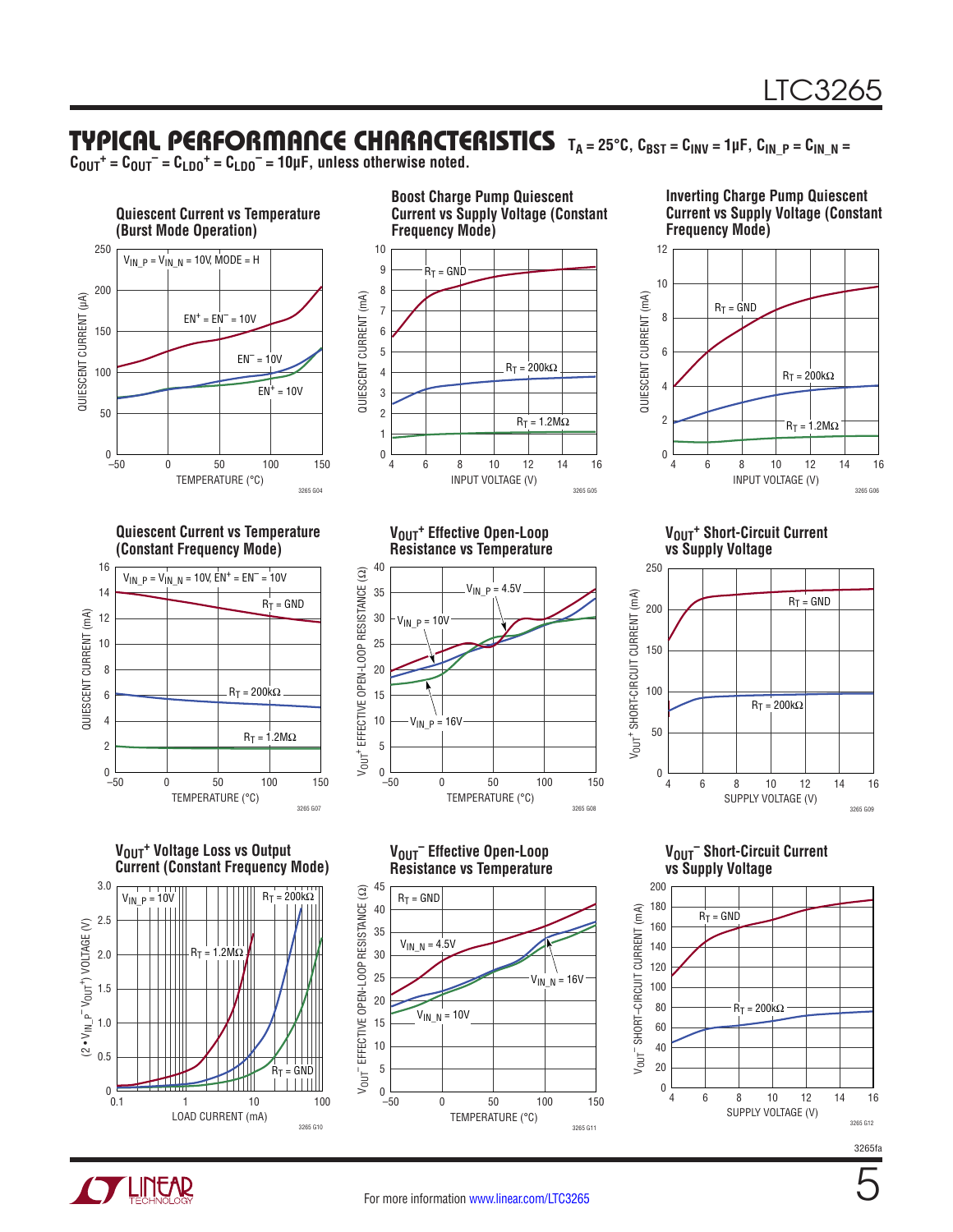## TYPICAL PERFORMANCE CHARACTERISTICS

$T_A = 25°C$, $C_{BST} = C_{INV} = 1µF$, $C_{IN\_P} = C_{IN\_N} = C_{OUT}^+ = C_{OUT}^- = C_{LDO}^+ = C_{LDO}^- = 10µF$, unless otherwise noted.

**Quiescent Current vs Temperature (Burst Mode Operation)**

3265 G04

**Boost Charge Pump Quiescent Current vs Supply Voltage (Constant Frequency Mode)**

3265 G05

**Inverting Charge Pump Quiescent Current vs Supply Voltage (Constant Frequency Mode)**

3265 G06

**Quiescent Current vs Temperature (Constant Frequency Mode)**

3265 G07

**$V_{OUT}^+$ Effective Open-Loop Resistance vs Temperature**

3265 G08

**$V_{OUT}^+$ Short-Circuit Current vs Supply Voltage**

3265 G09

**$V_{OUT}^+$ Voltage Loss vs Output Current (Constant Frequency Mode)**

3265 G10

**$V_{OUT}^-$ Effective Open-Loop Resistance vs Temperature**

3265 G11

**$V_{OUT}^-$ Short-Circuit Current vs Supply Voltage**

3265 G12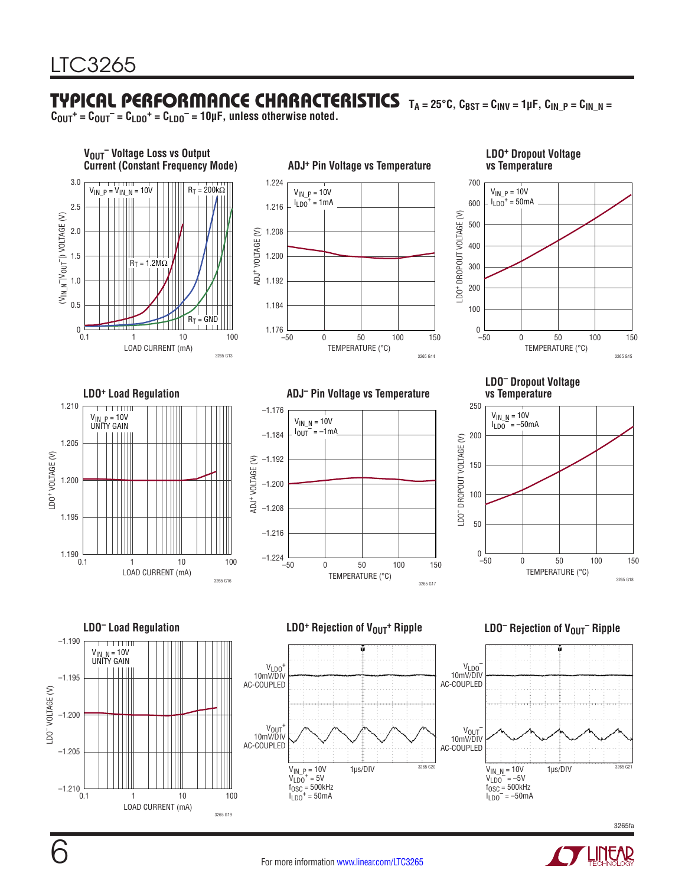## TYPICAL PERFORMANCE CHARACTERISTICS

$T_A = 25°C$, $C_{BST} = C_{INV} = 1µF$, $C_{IN\_P} = C_{IN\_N} = C_{OUT}^+ = C_{OUT}^- = C_{LDO}^+ = C_{LDO}^- = 10µF$, unless otherwise noted.

**$V_{OUT}^-$ Voltage Loss vs Output Current (Constant Frequency Mode)**

$V_{IN\_P} = V_{IN\_N} = 10V$; $R_T = 200kΩ$, $R_T = 1.2MΩ$, $R_T = GND$

3265 G13

**ADJ+ Pin Voltage vs Temperature**

$V_{IN\_P} = 10V$, $I_{LDO}^+ = 1mA$

3265 G14

**LDO+ Dropout Voltage vs Temperature**

$V_{IN\_P} = 10V$, $I_{LDO}^+ = 50mA$

3265 G15

**LDO+ Load Regulation**

$V_{IN\_P} = 10V$, UNITY GAIN

3265 G16

**ADJ– Pin Voltage vs Temperature**

$V_{IN\_N} = 10V$, $I_{OUT}^- = –1mA$

3265 G17

**LDO– Dropout Voltage vs Temperature**

$V_{IN\_N} = 10V$, $I_{LDO}^- = –50mA$

3265 G18

**LDO– Load Regulation**

$V_{IN\_N} = 10V$, UNITY GAIN

3265 G19

**LDO+ Rejection of $V_{OUT}^+$ Ripple**

$V_{LDO}^+$ 10mV/DIV AC-COUPLED; $V_{OUT}^+$ 10mV/DIV AC-COUPLED; 1µs/DIV

$V_{IN\_P} = 10V$, $V_{LDO}^+ = 5V$, $f_{OSC} = 500kHz$, $I_{LDO}^+ = 50mA$

3265 G20

**LDO– Rejection of $V_{OUT}^-$ Ripple**

$V_{LDO}^-$ 10mV/DIV AC-COUPLED; $V_{OUT}^-$ 10mV/DIV AC-COUPLED; 1µs/DIV

$V_{IN\_N} = 10V$, $V_{LDO}^- = –5V$, $f_{OSC} = 500kHz$, $I_{LDO}^- = –50mA$

3265 G21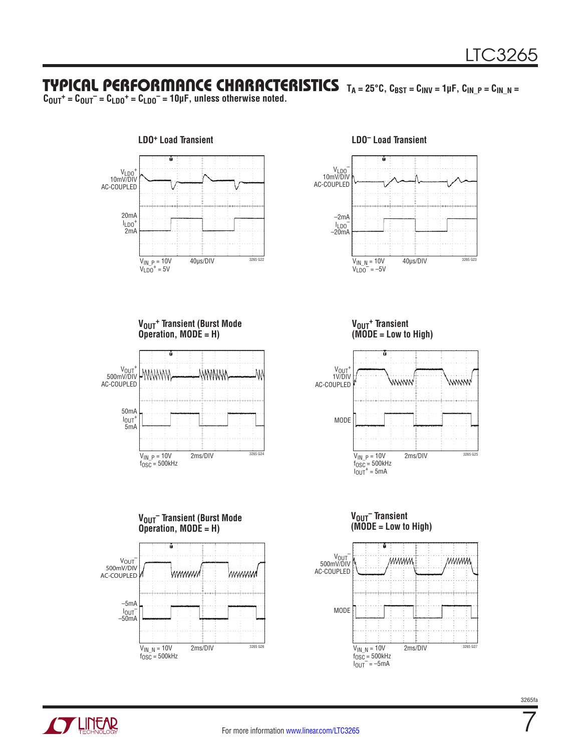## TYPICAL PERFORMANCE CHARACTERISTICS

$T_A = 25°C$, $C_{BST} = C_{INV} = 1µF$, $C_{IN\_P} = C_{IN\_N} = C_{OUT}^+ = C_{OUT}^- = C_{LDO}^+ = C_{LDO}^- = 10µF$, unless otherwise noted.

**LDO+ Load Transient**

$V_{LDO}^+$ 10mV/DIV AC-COUPLED

20mA $I_{LDO}^+$ 2mA

$V_{IN\_P} = 10V$, $V_{LDO}^+ = 5V$, 40µs/DIV

3265 G22

**LDO– Load Transient**

$V_{LDO}^-$ 10mV/DIV AC-COUPLED

–2mA $I_{LDO}^-$ –20mA

$V_{IN\_N} = 10V$, $V_{LDO}^- = –5V$, 40µs/DIV

3265 G23

**$V_{OUT}^+$ Transient (Burst Mode Operation, MODE = H)**

$V_{OUT}^+$ 500mV/DIV AC-COUPLED

50mA $I_{OUT}^+$ 5mA

$V_{IN\_P} = 10V$, $f_{OSC} = 500kHz$, 2ms/DIV

3265 G24

**$V_{OUT}^+$ Transient (MODE = Low to High)**

$V_{OUT}^+$ 1V/DIV AC-COUPLED

MODE

$V_{IN\_P} = 10V$, $f_{OSC} = 500kHz$, $I_{OUT}^+ = 5mA$, 2ms/DIV

3265 G25

**$V_{OUT}^-$ Transient (Burst Mode Operation, MODE = H)**

$V_{OUT}^-$ 500mV/DIV AC-COUPLED

–5mA $I_{OUT}^-$ –50mA

$V_{IN\_N} = 10V$, $f_{OSC} = 500kHz$, 2ms/DIV

3265 G26

**$V_{OUT}^-$ Transient (MODE = Low to High)**

$V_{OUT}^-$ 500mV/DIV AC-COUPLED

MODE

$V_{IN\_N} = 10V$, $f_{OSC} = 500kHz$, $I_{OUT}^- = –5mA$, 2ms/DIV

3265 G27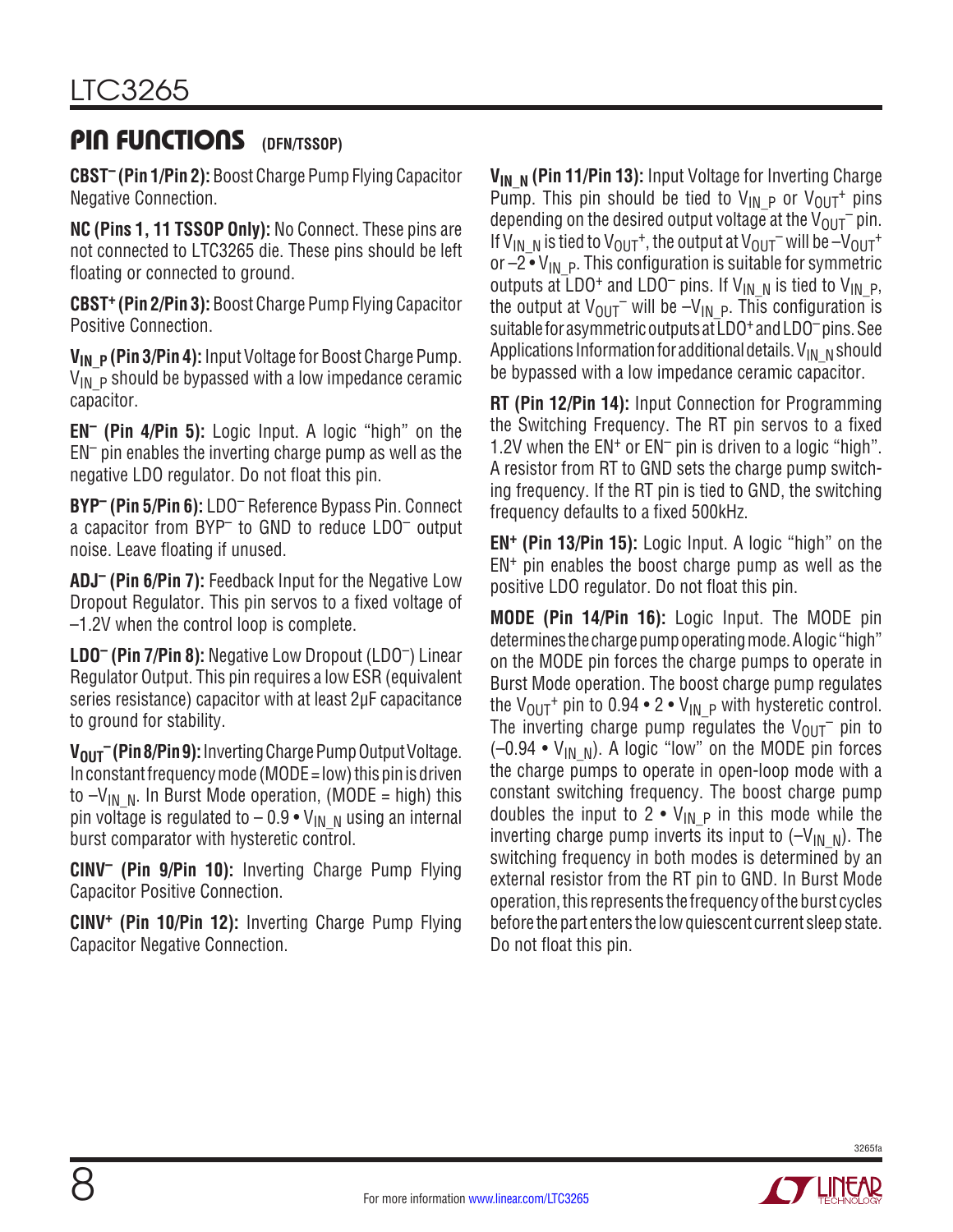## PIN FUNCTIONS (DFN/TSSOP)

**CBST⁻ (Pin 1/Pin 2):** Boost Charge Pump Flying Capacitor Negative Connection.

**NC (Pins 1, 11 TSSOP Only):** No Connect. These pins are not connected to LTC3265 die. These pins should be left floating or connected to ground.

**CBST⁺ (Pin 2/Pin 3):** Boost Charge Pump Flying Capacitor Positive Connection.

**$V_{IN\_P}$ (Pin 3/Pin 4):** Input Voltage for Boost Charge Pump. $V_{IN\_P}$ should be bypassed with a low impedance ceramic capacitor.

**EN⁻ (Pin 4/Pin 5):** Logic Input. A logic "high" on the EN⁻ pin enables the inverting charge pump as well as the negative LDO regulator. Do not float this pin.

**BYP⁻ (Pin 5/Pin 6):** LDO⁻ Reference Bypass Pin. Connect a capacitor from BYP⁻ to GND to reduce LDO⁻ output noise. Leave floating if unused.

**ADJ⁻ (Pin 6/Pin 7):** Feedback Input for the Negative Low Dropout Regulator. This pin servos to a fixed voltage of –1.2V when the control loop is complete.

**LDO⁻ (Pin 7/Pin 8):** Negative Low Dropout (LDO⁻) Linear Regulator Output. This pin requires a low ESR (equivalent series resistance) capacitor with at least 2µF capacitance to ground for stability.

**$V_{OUT}^-$ (Pin 8/Pin 9):** Inverting Charge Pump Output Voltage. In constant frequency mode (MODE = low) this pin is driven to $-V_{IN\_N}$. In Burst Mode operation, (MODE = high) this pin voltage is regulated to $-0.9 \cdot V_{IN\_N}$ using an internal burst comparator with hysteretic control.

**CINV⁻ (Pin 9/Pin 10):** Inverting Charge Pump Flying Capacitor Positive Connection.

**CINV⁺ (Pin 10/Pin 12):** Inverting Charge Pump Flying Capacitor Negative Connection.

**$V_{IN\_N}$ (Pin 11/Pin 13):** Input Voltage for Inverting Charge Pump. This pin should be tied to $V_{IN\_P}$ or $V_{OUT}^+$ pins depending on the desired output voltage at the $V_{OUT}^-$ pin. If $V_{IN\_N}$ is tied to $V_{OUT}^+$, the output at $V_{OUT}^-$ will be $-V_{OUT}^+$ or $-2 \cdot V_{IN\_P}$. This configuration is suitable for symmetric outputs at LDO⁺ and LDO⁻ pins. If $V_{IN\_N}$ is tied to $V_{IN\_P}$, the output at $V_{OUT}^-$ will be $-V_{IN\_P}$. This configuration is suitable for asymmetric outputs at LDO⁺ and LDO⁻ pins. See Applications Information for additional details. $V_{IN\_N}$ should be bypassed with a low impedance ceramic capacitor.

**RT (Pin 12/Pin 14):** Input Connection for Programming the Switching Frequency. The RT pin servos to a fixed 1.2V when the EN⁺ or EN⁻ pin is driven to a logic "high". A resistor from RT to GND sets the charge pump switching frequency. If the RT pin is tied to GND, the switching frequency defaults to a fixed 500kHz.

**EN⁺ (Pin 13/Pin 15):** Logic Input. A logic "high" on the EN⁺ pin enables the boost charge pump as well as the positive LDO regulator. Do not float this pin.

**MODE (Pin 14/Pin 16):** Logic Input. The MODE pin determines the charge pump operating mode. A logic "high" on the MODE pin forces the charge pumps to operate in Burst Mode operation. The boost charge pump regulates the $V_{OUT}^+$ pin to $0.94 \cdot 2 \cdot V_{IN\_P}$ with hysteretic control. The inverting charge pump regulates the $V_{OUT}^-$ pin to $(-0.94 \cdot V_{IN\_N})$. A logic "low" on the MODE pin forces the charge pumps to operate in open-loop mode with a constant switching frequency. The boost charge pump doubles the input to $2 \cdot V_{IN\_P}$ in this mode while the inverting charge pump inverts its input to $(-V_{IN\_N})$. The switching frequency in both modes is determined by an external resistor from the RT pin to GND. In Burst Mode operation, this represents the frequency of the burst cycles before the part enters the low quiescent current sleep state. Do not float this pin.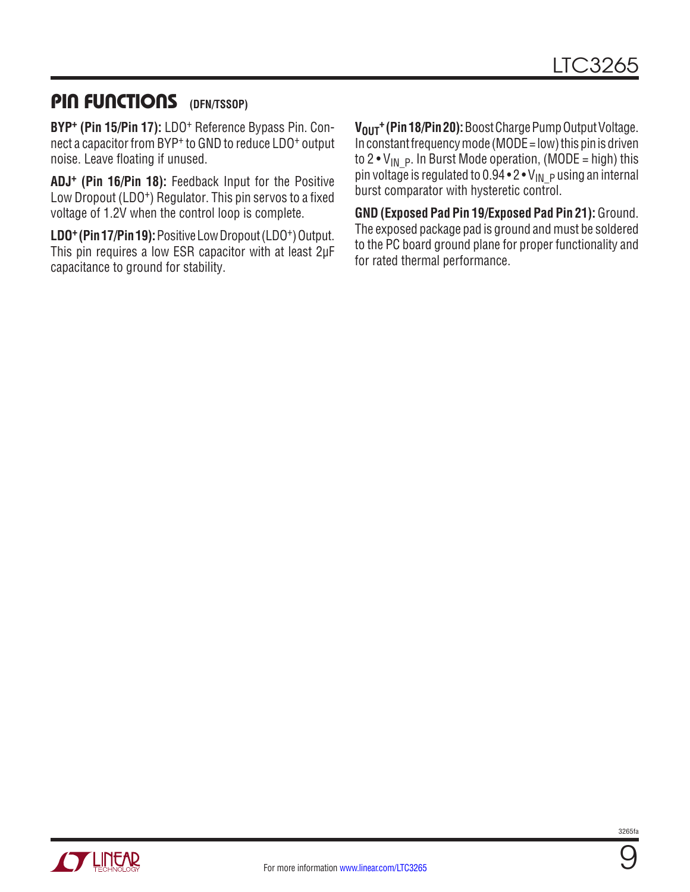## PIN FUNCTIONS (DFN/TSSOP)

**BYP⁺ (Pin 15/Pin 17):** LDO⁺ Reference Bypass Pin. Connect a capacitor from BYP⁺ to GND to reduce LDO⁺ output noise. Leave floating if unused.

**ADJ⁺ (Pin 16/Pin 18):** Feedback Input for the Positive Low Dropout (LDO⁺) Regulator. This pin servos to a fixed voltage of 1.2V when the control loop is complete.

**LDO⁺ (Pin 17/Pin 19):** Positive Low Dropout (LDO⁺) Output. This pin requires a low ESR capacitor with at least 2µF capacitance to ground for stability.

**$V_{OUT}^+$ (Pin 18/Pin 20):** Boost Charge Pump Output Voltage. In constant frequency mode (MODE = low) this pin is driven to $2 \cdot V_{IN\_P}$. In Burst Mode operation, (MODE = high) this pin voltage is regulated to $0.94 \cdot 2 \cdot V_{IN\_P}$ using an internal burst comparator with hysteretic control.

**GND (Exposed Pad Pin 19/Exposed Pad Pin 21):** Ground. The exposed package pad is ground and must be soldered to the PC board ground plane for proper functionality and for rated thermal performance.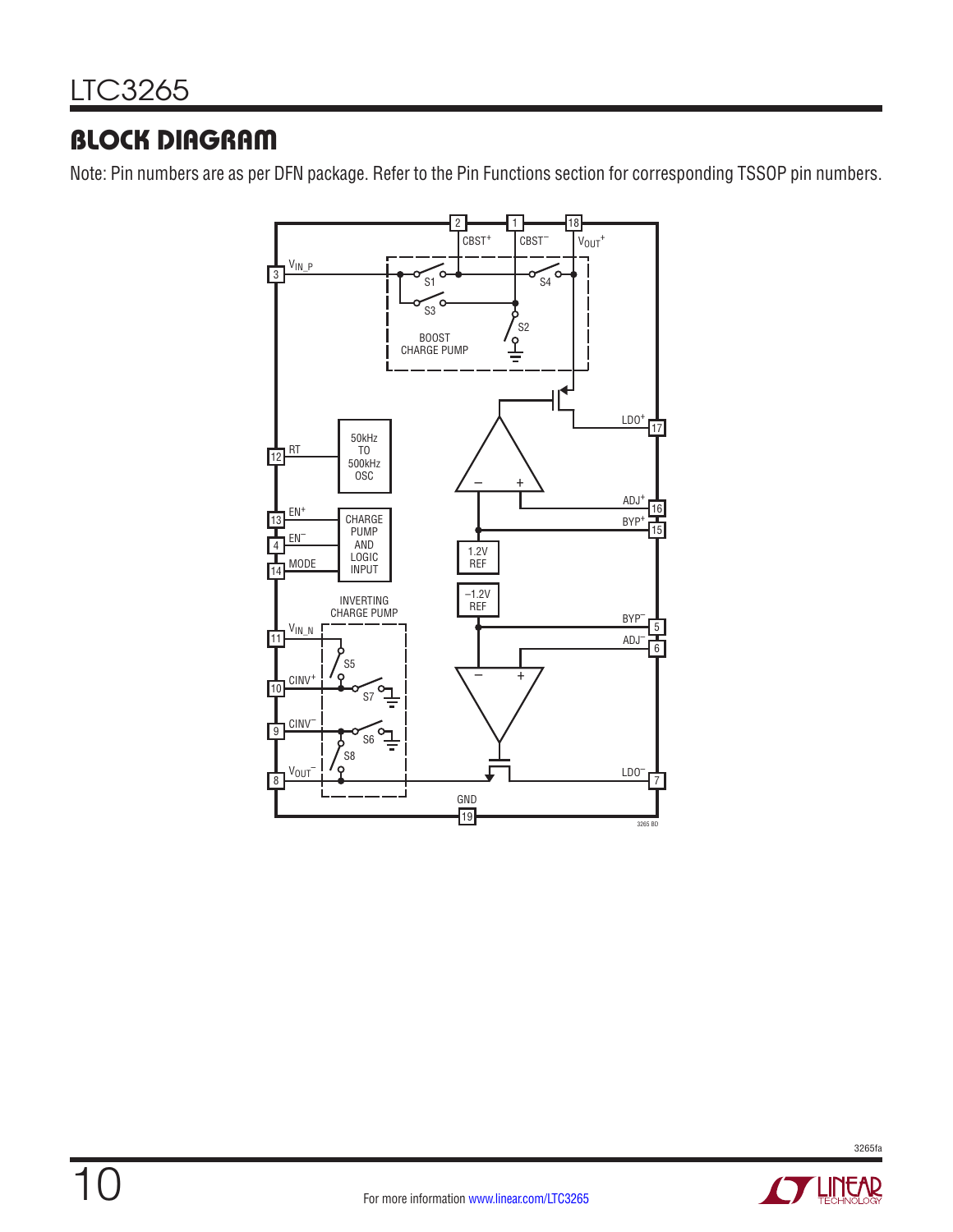## BLOCK DIAGRAM

Note: Pin numbers are as per DFN package. Refer to the Pin Functions section for corresponding TSSOP pin numbers.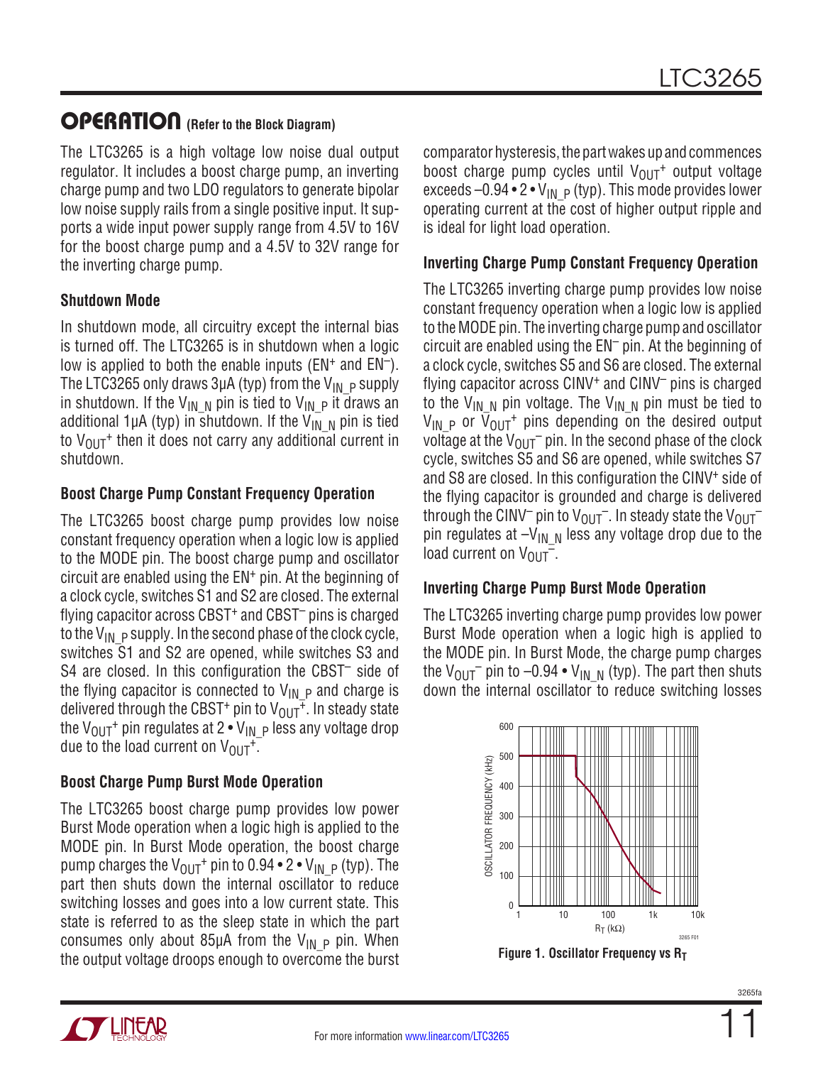## OPERATION (Refer to the Block Diagram)

The LTC3265 is a high voltage low noise dual output regulator. It includes a boost charge pump, an inverting charge pump and two LDO regulators to generate bipolar low noise supply rails from a single positive input. It supports a wide input power supply range from 4.5V to 16V for the boost charge pump and a 4.5V to 32V range for the inverting charge pump.

### Shutdown Mode

In shutdown mode, all circuitry except the internal bias is turned off. The LTC3265 is in shutdown when a logic low is applied to both the enable inputs ($EN^+$ and $EN^-$). The LTC3265 only draws 3µA (typ) from the $V_{IN\_P}$ supply in shutdown. If the $V_{IN\_N}$ pin is tied to $V_{IN\_P}$ it draws an additional 1µA (typ) in shutdown. If the $V_{IN\_N}$ pin is tied to $V_{OUT}^+$ then it does not carry any additional current in shutdown.

### Boost Charge Pump Constant Frequency Operation

The LTC3265 boost charge pump provides low noise constant frequency operation when a logic low is applied to the MODE pin. The boost charge pump and oscillator circuit are enabled using the $EN^+$ pin. At the beginning of a clock cycle, switches S1 and S2 are closed. The external flying capacitor across $CBST^+$ and $CBST^-$ pins is charged to the $V_{IN\_P}$ supply. In the second phase of the clock cycle, switches S1 and S2 are opened, while switches S3 and S4 are closed. In this configuration the $CBST^-$ side of the flying capacitor is connected to $V_{IN\_P}$ and charge is delivered through the $CBST^+$ pin to $V_{OUT}^+$. In steady state the $V_{OUT}^+$ pin regulates at $2 \bullet V_{IN\_P}$ less any voltage drop due to the load current on $V_{OUT}^+$.

### Boost Charge Pump Burst Mode Operation

The LTC3265 boost charge pump provides low power Burst Mode operation when a logic high is applied to the MODE pin. In Burst Mode operation, the boost charge pump charges the $V_{OUT}^+$ pin to $0.94 \bullet 2 \bullet V_{IN\_P}$ (typ). The part then shuts down the internal oscillator to reduce switching losses and goes into a low current state. This state is referred to as the sleep state in which the part consumes only about 85µA from the $V_{IN\_P}$ pin. When the output voltage droops enough to overcome the burst comparator hysteresis, the part wakes up and commences boost charge pump cycles until $V_{OUT}^+$ output voltage exceeds $-0.94 \bullet 2 \bullet V_{IN\_P}$ (typ). This mode provides lower operating current at the cost of higher output ripple and is ideal for light load operation.

### Inverting Charge Pump Constant Frequency Operation

The LTC3265 inverting charge pump provides low noise constant frequency operation when a logic low is applied to the MODE pin. The inverting charge pump and oscillator circuit are enabled using the $EN^-$ pin. At the beginning of a clock cycle, switches S5 and S6 are closed. The external flying capacitor across $CINV^+$ and $CINV^-$ pins is charged to the $V_{IN\_N}$ pin voltage. The $V_{IN\_N}$ pin must be tied to $V_{IN\_P}$ or $V_{OUT}^+$ pins depending on the desired output voltage at the $V_{OUT}^-$ pin. In the second phase of the clock cycle, switches S5 and S6 are opened, while switches S7 and S8 are closed. In this configuration the $CINV^+$ side of the flying capacitor is grounded and charge is delivered through the $CINV^-$ pin to $V_{OUT}^-$. In steady state the $V_{OUT}^-$ pin regulates at $-V_{IN\_N}$ less any voltage drop due to the load current on $V_{OUT}^-$.

### Inverting Charge Pump Burst Mode Operation

The LTC3265 inverting charge pump provides low power Burst Mode operation when a logic high is applied to the MODE pin. In Burst Mode, the charge pump charges the $V_{OUT}^-$ pin to $-0.94 \bullet V_{IN\_N}$ (typ). The part then shuts down the internal oscillator to reduce switching losses

**Figure 1. Oscillator Frequency vs $R_T$**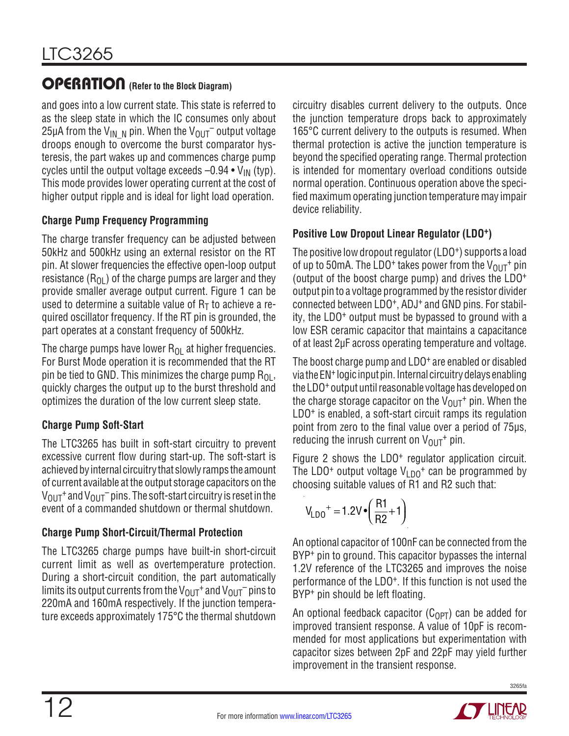## OPERATION (Refer to the Block Diagram)

and goes into a low current state. This state is referred to as the sleep state in which the IC consumes only about 25µA from the $V_{IN\_N}$ pin. When the $V_{OUT}^-$ output voltage droops enough to overcome the burst comparator hysteresis, the part wakes up and commences charge pump cycles until the output voltage exceeds $-0.94 \cdot V_{IN}$ (typ). This mode provides lower operating current at the cost of higher output ripple and is ideal for light load operation.

### Charge Pump Frequency Programming

The charge transfer frequency can be adjusted between 50kHz and 500kHz using an external resistor on the RT pin. At slower frequencies the effective open-loop output resistance ($R_{OL}$) of the charge pumps are larger and they provide smaller average output current. Figure 1 can be used to determine a suitable value of $R_T$ to achieve a required oscillator frequency. If the RT pin is grounded, the part operates at a constant frequency of 500kHz.

The charge pumps have lower $R_{OL}$ at higher frequencies. For Burst Mode operation it is recommended that the RT pin be tied to GND. This minimizes the charge pump $R_{OL}$, quickly charges the output up to the burst threshold and optimizes the duration of the low current sleep state.

### Charge Pump Soft-Start

The LTC3265 has built in soft-start circuitry to prevent excessive current flow during start-up. The soft-start is achieved by internal circuitry that slowly ramps the amount of current available at the output storage capacitors on the $V_{OUT}^+$ and $V_{OUT}^-$ pins. The soft-start circuitry is reset in the event of a commanded shutdown or thermal shutdown.

### Charge Pump Short-Circuit/Thermal Protection

The LTC3265 charge pumps have built-in short-circuit current limit as well as overtemperature protection. During a short-circuit condition, the part automatically limits its output currents from the $V_{OUT}^+$ and $V_{OUT}^-$ pins to 220mA and 160mA respectively. If the junction temperature exceeds approximately 175°C the thermal shutdown circuitry disables current delivery to the outputs. Once the junction temperature drops back to approximately 165°C current delivery to the outputs is resumed. When thermal protection is active the junction temperature is beyond the specified operating range. Thermal protection is intended for momentary overload conditions outside normal operation. Continuous operation above the specified maximum operating junction temperature may impair device reliability.

### Positive Low Dropout Linear Regulator ($LDO^+$)

The positive low dropout regulator ($LDO^+$) supports a load of up to 50mA. The $LDO^+$ takes power from the $V_{OUT}^+$ pin (output of the boost charge pump) and drives the $LDO^+$ output pin to a voltage programmed by the resistor divider connected between $LDO^+$, $ADJ^+$ and GND pins. For stability, the $LDO^+$ output must be bypassed to ground with a low ESR ceramic capacitor that maintains a capacitance of at least 2µF across operating temperature and voltage.

The boost charge pump and $LDO^+$ are enabled or disabled via the $EN^+$ logic input pin. Internal circuitry delays enabling the $LDO^+$ output until reasonable voltage has developed on the charge storage capacitor on the $V_{OUT}^+$ pin. When the $LDO^+$ is enabled, a soft-start circuit ramps its regulation point from zero to the final value over a period of 75µs, reducing the inrush current on $V_{OUT}^+$ pin.

Figure 2 shows the $LDO^+$ regulator application circuit. The $LDO^+$ output voltage $V_{LDO}^+$ can be programmed by choosing suitable values of R1 and R2 such that:

$$V_{LDO}^+ = 1.2V \cdot \left( \frac{R1}{R2} + 1 \right)$$

An optional capacitor of 100nF can be connected from the $BYP^+$ pin to ground. This capacitor bypasses the internal 1.2V reference of the LTC3265 and improves the noise performance of the $LDO^+$. If this function is not used the $BYP^+$ pin should be left floating.

An optional feedback capacitor ($C_{OPT}$) can be added for improved transient response. A value of 10pF is recommended for most applications but experimentation with capacitor sizes between 2pF and 22pF may yield further improvement in the transient response.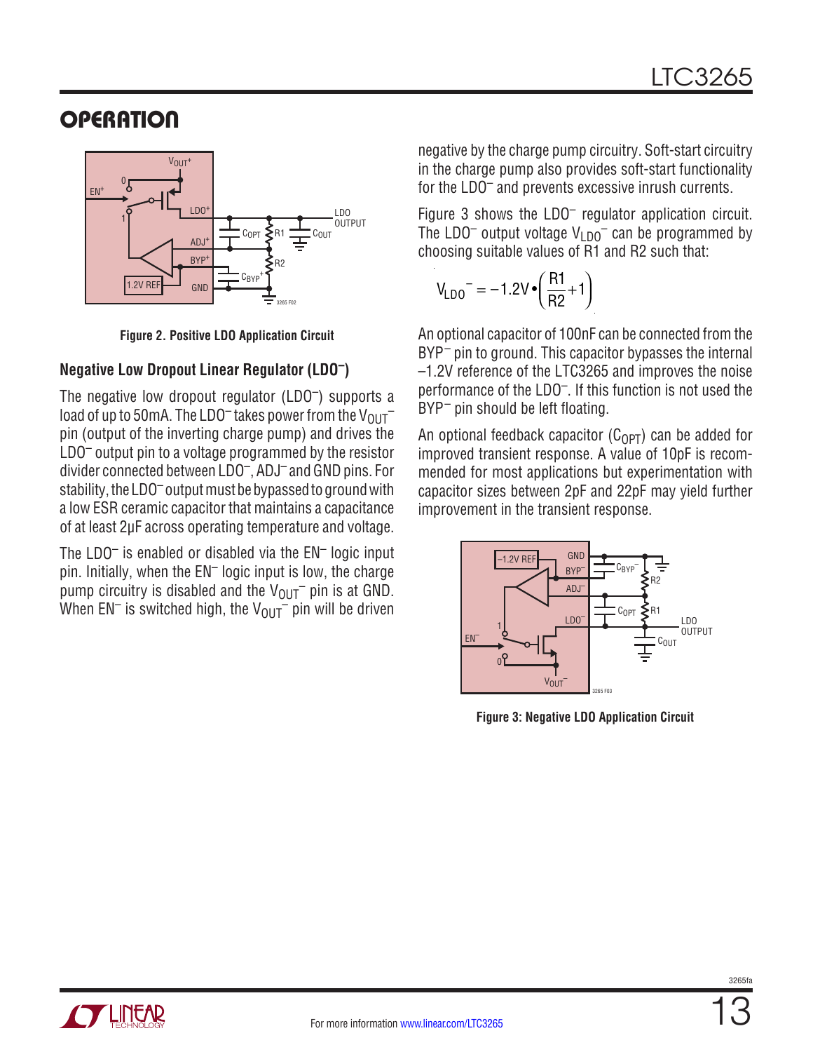## OPERATION

Figure 2. Positive LDO Application Circuit

### Negative Low Dropout Linear Regulator ($LDO^–$)

The negative low dropout regulator ($LDO^–$) supports a load of up to 50mA. The $LDO^–$ takes power from the $V_{OUT}^–$ pin (output of the inverting charge pump) and drives the $LDO^–$ output pin to a voltage programmed by the resistor divider connected between $LDO^–$, $ADJ^–$ and GND pins. For stability, the $LDO^–$ output must be bypassed to ground with a low ESR ceramic capacitor that maintains a capacitance of at least 2µF across operating temperature and voltage.

The $LDO^–$ is enabled or disabled via the $EN^–$ logic input pin. Initially, when the $EN^–$ logic input is low, the charge pump circuitry is disabled and the $V_{OUT}^–$ pin is at GND. When $EN^–$ is switched high, the $V_{OUT}^–$ pin will be driven negative by the charge pump circuitry. Soft-start circuitry in the charge pump also provides soft-start functionality for the $LDO^–$ and prevents excessive inrush currents.

Figure 3 shows the $LDO^–$ regulator application circuit. The $LDO^–$ output voltage $V_{LDO}^–$ can be programmed by choosing suitable values of R1 and R2 such that:

$$V_{LDO}^{-} = -1.2V \bullet \left( \frac{R1}{R2} + 1 \right)$$

An optional capacitor of 100nF can be connected from the $BYP^–$ pin to ground. This capacitor bypasses the internal –1.2V reference of the LTC3265 and improves the noise performance of the $LDO^–$. If this function is not used the $BYP^–$ pin should be left floating.

An optional feedback capacitor ($C_{OPT}$) can be added for improved transient response. A value of 10pF is recommended for most applications but experimentation with capacitor sizes between 2pF and 22pF may yield further improvement in the transient response.

Figure 3: Negative LDO Application Circuit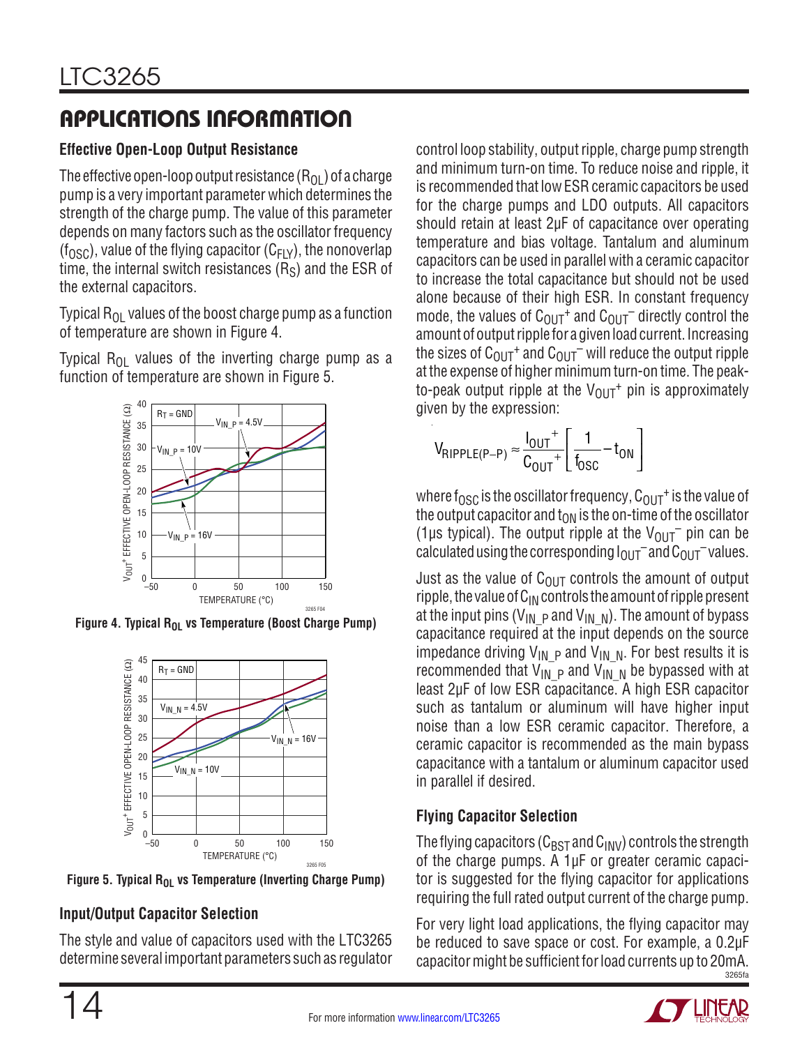## APPLICATIONS INFORMATION

### Effective Open-Loop Output Resistance

The effective open-loop output resistance ($R_{OL}$) of a charge pump is a very important parameter which determines the strength of the charge pump. The value of this parameter depends on many factors such as the oscillator frequency ($f_{OSC}$), value of the flying capacitor ($C_{FLY}$), the nonoverlap time, the internal switch resistances ($R_S$) and the ESR of the external capacitors.

Typical $R_{OL}$ values of the boost charge pump as a function of temperature are shown in Figure 4.

Typical $R_{OL}$ values of the inverting charge pump as a function of temperature are shown in Figure 5.

Figure 4. Typical $R_{OL}$ vs Temperature (Boost Charge Pump)

Figure 5. Typical $R_{OL}$ vs Temperature (Inverting Charge Pump)

### Input/Output Capacitor Selection

The style and value of capacitors used with the LTC3265 determine several important parameters such as regulator control loop stability, output ripple, charge pump strength and minimum turn-on time. To reduce noise and ripple, it is recommended that low ESR ceramic capacitors be used for the charge pumps and LDO outputs. All capacitors should retain at least 2µF of capacitance over operating temperature and bias voltage. Tantalum and aluminum capacitors can be used in parallel with a ceramic capacitor to increase the total capacitance but should not be used alone because of their high ESR. In constant frequency mode, the values of $C_{OUT}^+$ and $C_{OUT}^-$ directly control the amount of output ripple for a given load current. Increasing the sizes of $C_{OUT}^+$ and $C_{OUT}^-$ will reduce the output ripple at the expense of higher minimum turn-on time. The peak-to-peak output ripple at the $V_{OUT}^+$ pin is approximately given by the expression:

$$V_{RIPPLE(P-P)} \approx \frac{I_{OUT}^+}{C_{OUT}^+}\left[\frac{1}{f_{OSC}} - t_{ON}\right]$$

where $f_{OSC}$ is the oscillator frequency, $C_{OUT}^+$ is the value of the output capacitor and $t_{ON}$ is the on-time of the oscillator (1µs typical). The output ripple at the $V_{OUT}^-$ pin can be calculated using the corresponding $I_{OUT}^-$ and $C_{OUT}^-$ values.

Just as the value of $C_{OUT}$ controls the amount of output ripple, the value of $C_{IN}$ controls the amount of ripple present at the input pins ($V_{IN\_P}$ and $V_{IN\_N}$). The amount of bypass capacitance required at the input depends on the source impedance driving $V_{IN\_P}$ and $V_{IN\_N}$. For best results it is recommended that $V_{IN\_P}$ and $V_{IN\_N}$ be bypassed with at least 2µF of low ESR capacitance. A high ESR capacitor such as tantalum or aluminum will have higher input noise than a low ESR ceramic capacitor. Therefore, a ceramic capacitor is recommended as the main bypass capacitance with a tantalum or aluminum capacitor used in parallel if desired.

### Flying Capacitor Selection

The flying capacitors ($C_{BST}$ and $C_{INV}$) controls the strength of the charge pumps. A 1µF or greater ceramic capacitor is suggested for the flying capacitor for applications requiring the full rated output current of the charge pump.

For very light load applications, the flying capacitor may be reduced to save space or cost. For example, a 0.2µF capacitor might be sufficient for load currents up to 20mA.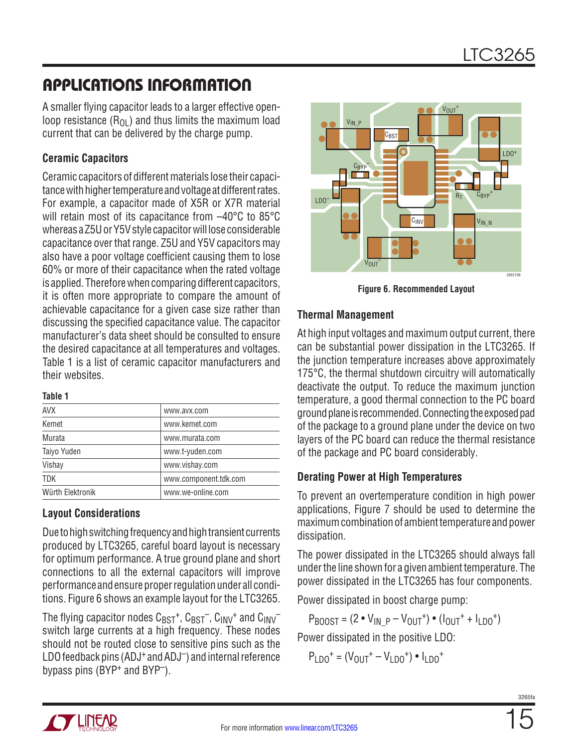## APPLICATIONS INFORMATION

A smaller flying capacitor leads to a larger effective open-loop resistance ($R_{OL}$) and thus limits the maximum load current that can be delivered by the charge pump.

### Ceramic Capacitors

Ceramic capacitors of different materials lose their capacitance with higher temperature and voltage at different rates. For example, a capacitor made of X5R or X7R material will retain most of its capacitance from –40°C to 85°C whereas a Z5U or Y5V style capacitor will lose considerable capacitance over that range. Z5U and Y5V capacitors may also have a poor voltage coefficient causing them to lose 60% or more of their capacitance when the rated voltage is applied. Therefore when comparing different capacitors, it is often more appropriate to compare the amount of achievable capacitance for a given case size rather than discussing the specified capacitance value. The capacitor manufacturer's data sheet should be consulted to ensure the desired capacitance at all temperatures and voltages. Table 1 is a list of ceramic capacitor manufacturers and their websites.

**Table 1**

| | |
|---|---|
| AVX | www.avx.com |
| Kemet | www.kemet.com |
| Murata | www.murata.com |
| Taiyo Yuden | www.t-yuden.com |
| Vishay | www.vishay.com |
| TDK | www.component.tdk.com |
| Würth Elektronik | www.we-online.com |

### Layout Considerations

Due to high switching frequency and high transient currents produced by LTC3265, careful board layout is necessary for optimum performance. A true ground plane and short connections to all the external capacitors will improve performance and ensure proper regulation under all conditions. Figure 6 shows an example layout for the LTC3265.

The flying capacitor nodes $C_{BST}^+$, $C_{BST}^-$, $C_{INV}^+$ and $C_{INV}^-$ switch large currents at a high frequency. These nodes should not be routed close to sensitive pins such as the LDO feedback pins ($ADJ^+$ and $ADJ^-$) and internal reference bypass pins ($BYP^+$ and $BYP^-$).

**Figure 6. Recommended Layout**

### Thermal Management

At high input voltages and maximum output current, there can be substantial power dissipation in the LTC3265. If the junction temperature increases above approximately 175°C, the thermal shutdown circuitry will automatically deactivate the output. To reduce the maximum junction temperature, a good thermal connection to the PC board ground plane is recommended. Connecting the exposed pad of the package to a ground plane under the device on two layers of the PC board can reduce the thermal resistance of the package and PC board considerably.

### Derating Power at High Temperatures

To prevent an overtemperature condition in high power applications, Figure 7 should be used to determine the maximum combination of ambient temperature and power dissipation.

The power dissipated in the LTC3265 should always fall under the line shown for a given ambient temperature. The power dissipated in the LTC3265 has four components.

Power dissipated in boost charge pump:

$$P_{BOOST} = (2 \cdot V_{IN\_P} - V_{OUT}^+) \cdot (I_{OUT}^+ + I_{LDO}^+)$$

Power dissipated in the positive LDO:

$$P_{LDO}^+ = (V_{OUT}^+ - V_{LDO}^+) \cdot I_{LDO}^+$$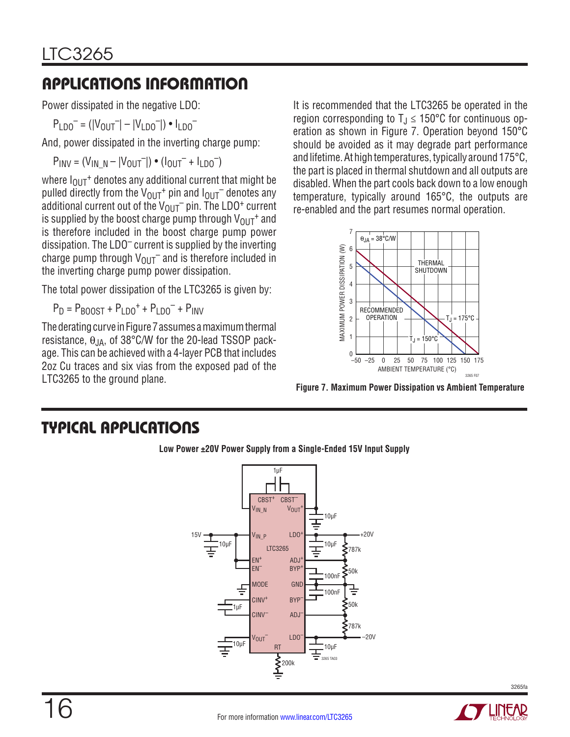## APPLICATIONS INFORMATION

Power dissipated in the negative LDO:

$$P_{LDO}^{-} = (|V_{OUT}^{-}| - |V_{LDO}^{-}|) \bullet I_{LDO}^{-}$$

And, power dissipated in the inverting charge pump:

$$P_{INV} = (V_{IN\_N} - |V_{OUT}^{-}|) \bullet (I_{OUT}^{-} + I_{LDO}^{-})$$

where $I_{OUT}^{+}$ denotes any additional current that might be pulled directly from the $V_{OUT}^{+}$ pin and $I_{OUT}^{-}$ denotes any additional current out of the $V_{OUT}^{-}$ pin. The $LDO^{+}$ current is supplied by the boost charge pump through $V_{OUT}^{+}$ and is therefore included in the boost charge pump power dissipation. The $LDO^{-}$ current is supplied by the inverting charge pump through $V_{OUT}^{-}$ and is therefore included in the inverting charge pump power dissipation.

The total power dissipation of the LTC3265 is given by:

$$P_{D} = P_{BOOST} + P_{LDO}^{+} + P_{LDO}^{-} + P_{INV}$$

The derating curve in Figure 7 assumes a maximum thermal resistance, $\theta_{JA}$, of 38°C/W for the 20-lead TSSOP package. This can be achieved with a 4-layer PCB that includes 2oz Cu traces and six vias from the exposed pad of the LTC3265 to the ground plane.

It is recommended that the LTC3265 be operated in the region corresponding to $T_J \leq 150°C$ for continuous operation as shown in Figure 7. Operation beyond 150°C should be avoided as it may degrade part performance and lifetime. At high temperatures, typically around 175°C, the part is placed in thermal shutdown and all outputs are disabled. When the part cools back down to a low enough temperature, typically around 165°C, the outputs are re-enabled and the part resumes normal operation.

**Figure 7. Maximum Power Dissipation vs Ambient Temperature**

## TYPICAL APPLICATIONS

**Low Power ±20V Power Supply from a Single-Ended 15V Input Supply**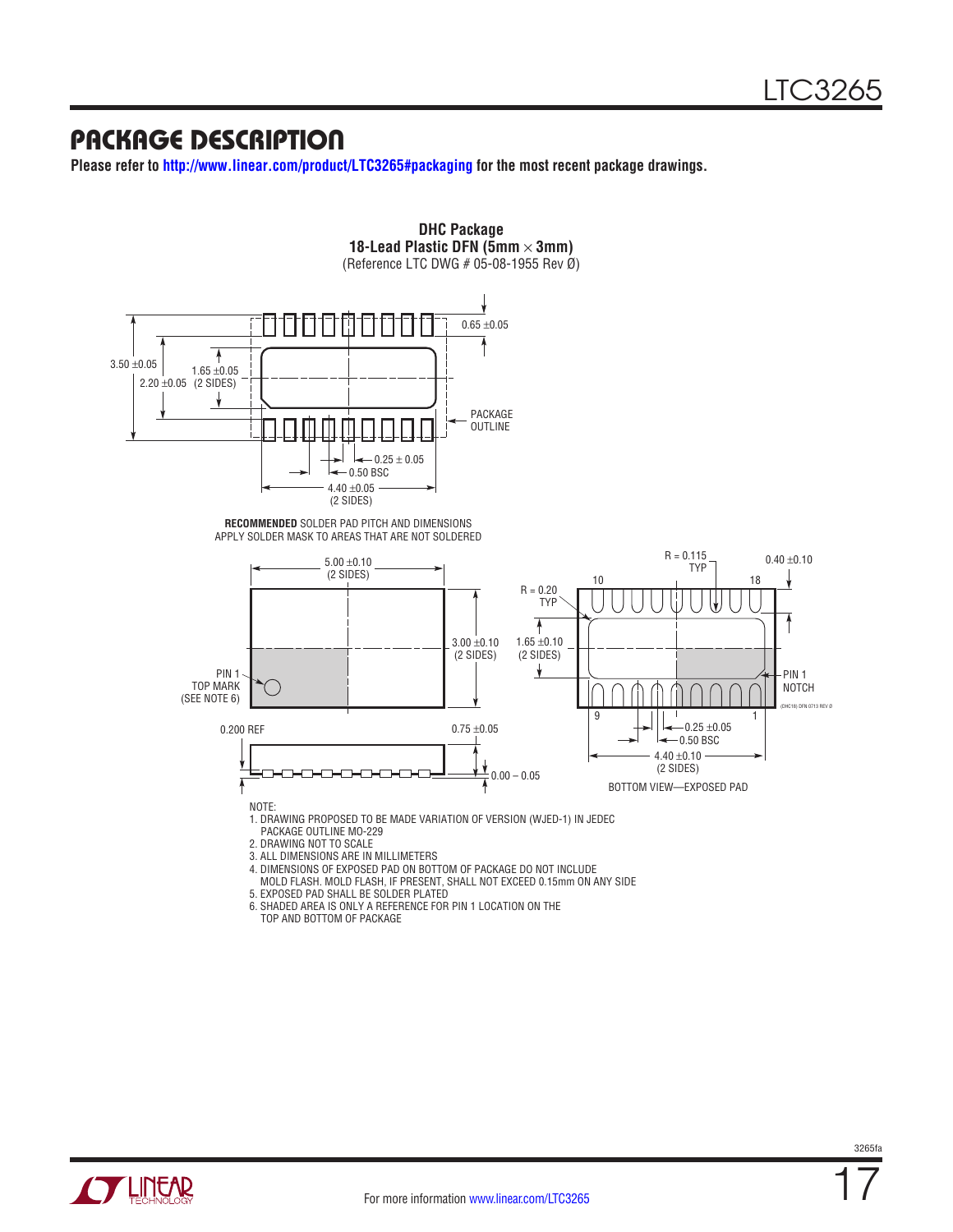## PACKAGE DESCRIPTION

**Please refer to http://www.linear.com/product/LTC3265#packaging for the most recent package drawings.**

**DHC Package**
**18-Lead Plastic DFN (5mm × 3mm)**
(Reference LTC DWG # 05-08-1955 Rev Ø)

3.50 ±0.05

2.20 ±0.05

1.65 ±0.05 (2 SIDES)

0.65 ±0.05

PACKAGE OUTLINE

0.25 ± 0.05

0.50 BSC

4.40 ±0.05 (2 SIDES)

**RECOMMENDED** SOLDER PAD PITCH AND DIMENSIONS
APPLY SOLDER MASK TO AREAS THAT ARE NOT SOLDERED

5.00 ±0.10 (2 SIDES)

3.00 ±0.10 (2 SIDES)

PIN 1 TOP MARK (SEE NOTE 6)

0.200 REF

0.75 ±0.05

0.00 – 0.05

R = 0.115 TYP

R = 0.20 TYP

0.40 ±0.10

1.65 ±0.10 (2 SIDES)

10

18

9

1

PIN 1 NOTCH

0.25 ±0.05

0.50 BSC

4.40 ±0.10 (2 SIDES)

BOTTOM VIEW—EXPOSED PAD

(DHC18) DFN 0713 REV Ø

NOTE:
1. DRAWING PROPOSED TO BE MADE VARIATION OF VERSION (WJED-1) IN JEDEC PACKAGE OUTLINE MO-229
2. DRAWING NOT TO SCALE
3. ALL DIMENSIONS ARE IN MILLIMETERS
4. DIMENSIONS OF EXPOSED PAD ON BOTTOM OF PACKAGE DO NOT INCLUDE MOLD FLASH. MOLD FLASH, IF PRESENT, SHALL NOT EXCEED 0.15mm ON ANY SIDE
5. EXPOSED PAD SHALL BE SOLDER PLATED
6. SHADED AREA IS ONLY A REFERENCE FOR PIN 1 LOCATION ON THE TOP AND BOTTOM OF PACKAGE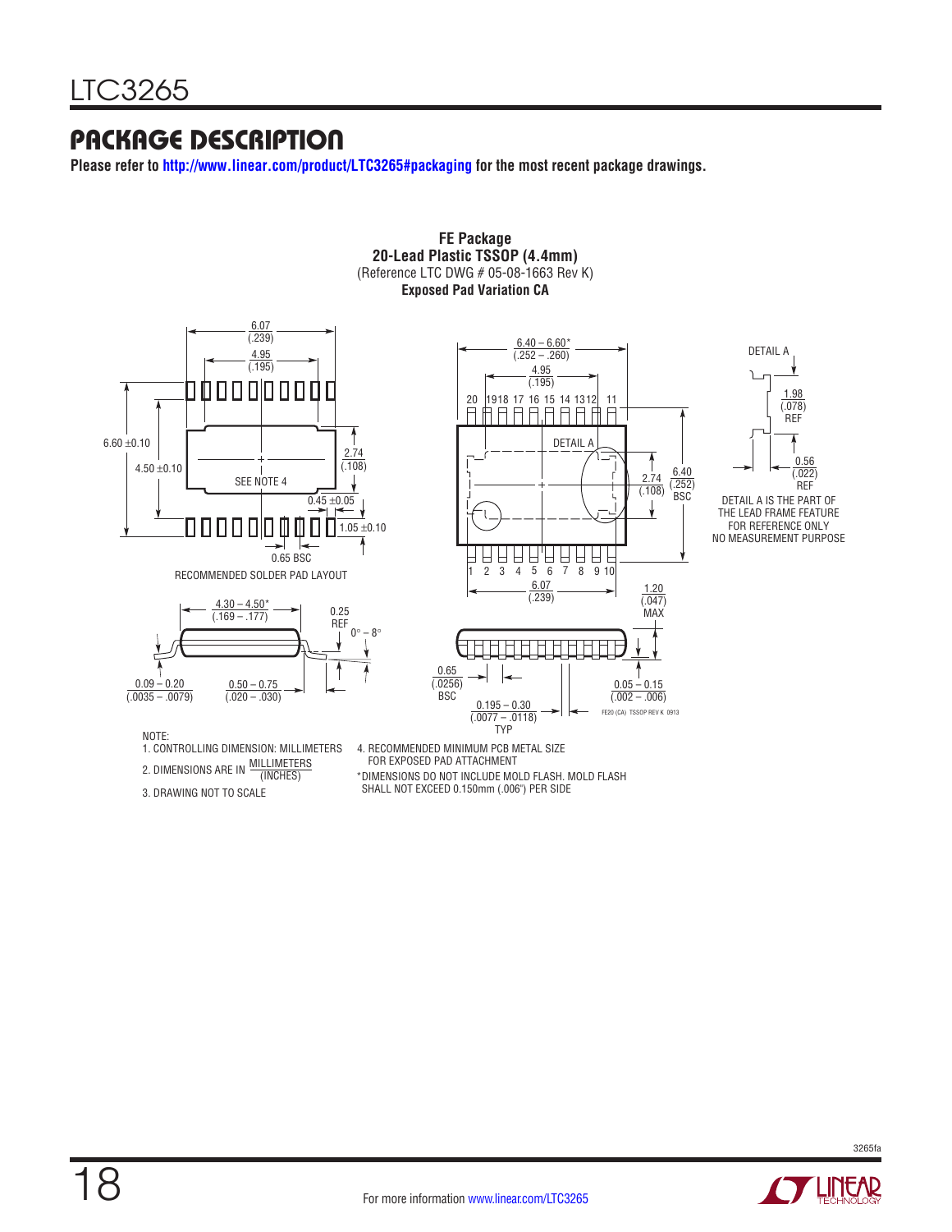## PACKAGE DESCRIPTION

**Please refer to http://www.linear.com/product/LTC3265#packaging for the most recent package drawings.**

**FE Package**
**20-Lead Plastic TSSOP (4.4mm)**
(Reference LTC DWG # 05-08-1663 Rev K)
**Exposed Pad Variation CA**

RECOMMENDED SOLDER PAD LAYOUT

6.07 (.239)
4.95 (.195)
6.60 ±0.10
4.50 ±0.10
2.74 (.108)
SEE NOTE 4
0.45 ±0.05
1.05 ±0.10
0.65 BSC

6.40 – 6.60* (.252 – .260)
4.95 (.195)
20 19 18 17 16 15 14 13 12 11
DETAIL A
2.74 (.108)
6.40 (.252) BSC
1 2 3 4 5 6 7 8 9 10
6.07 (.239)

DETAIL A
1.98 (.078) REF
0.56 (.022) REF

DETAIL A IS THE PART OF THE LEAD FRAME FEATURE FOR REFERENCE ONLY NO MEASUREMENT PURPOSE

4.30 – 4.50* (.169 – .177)
0.25 REF
0° – 8°
0.09 – 0.20 (.0035 – .0079)
0.50 – 0.75 (.020 – .030)

1.20 (.047) MAX
0.65 (.0256) BSC
0.05 – 0.15 (.002 – .006)
0.195 – 0.30 (.0077 – .0118) TYP

FE20 (CA) TSSOP REV K 0913

NOTE:
1. CONTROLLING DIMENSION: MILLIMETERS
2. DIMENSIONS ARE IN $\frac{\text{MILLIMETERS}}{\text{(INCHES)}}$
3. DRAWING NOT TO SCALE
4. RECOMMENDED MINIMUM PCB METAL SIZE FOR EXPOSED PAD ATTACHMENT

*DIMENSIONS DO NOT INCLUDE MOLD FLASH. MOLD FLASH SHALL NOT EXCEED 0.150mm (.006") PER SIDE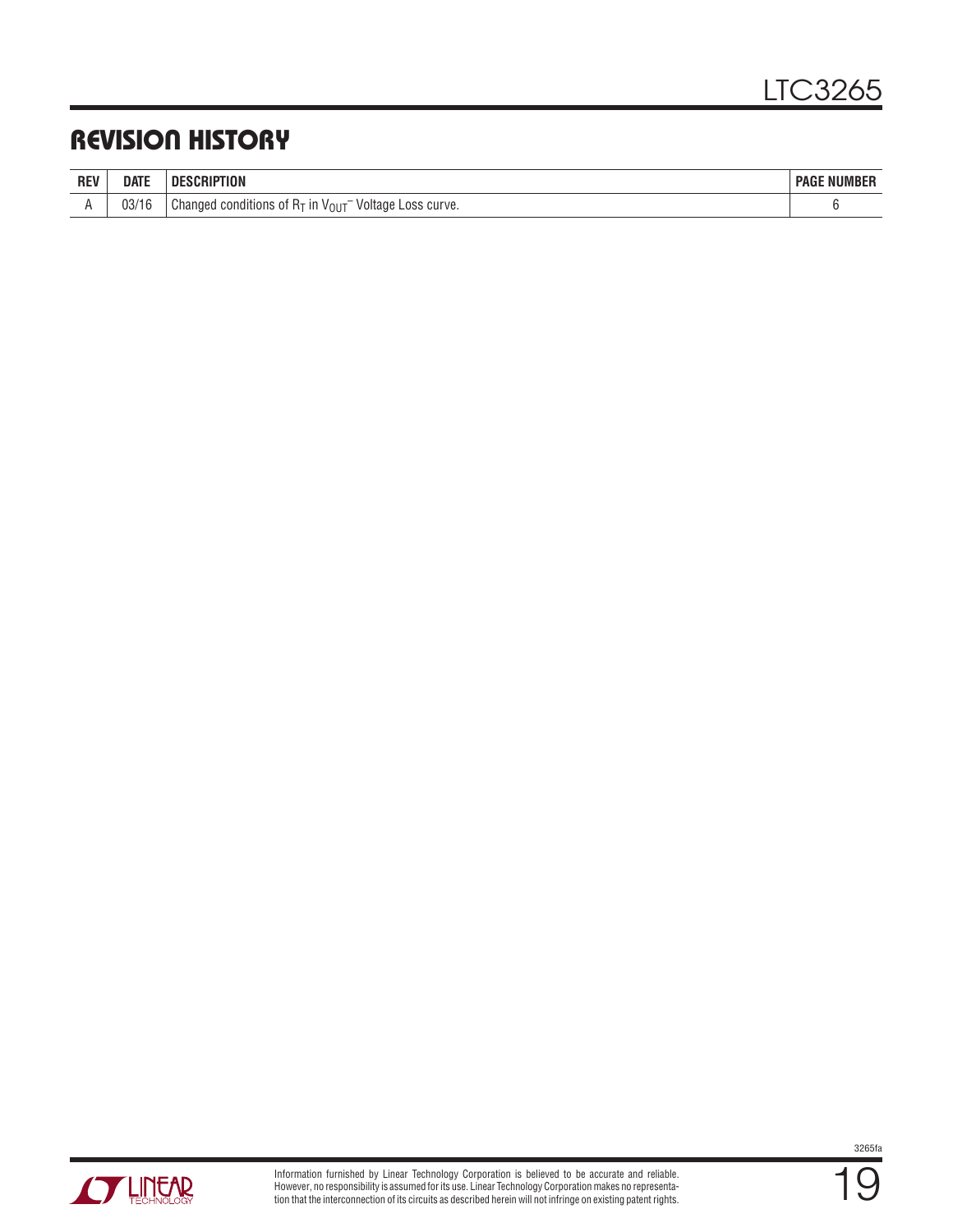## REVISION HISTORY

| REV | DATE | DESCRIPTION | PAGE NUMBER |
|---|---|---|---|
| A | 03/16 | Changed conditions of $R_T$ in $V_{OUT}^-$ Voltage Loss curve. | 6 |

Information furnished by Linear Technology Corporation is believed to be accurate and reliable. However, no responsibility is assumed for its use. Linear Technology Corporation makes no representation that the interconnection of its circuits as described herein will not infringe on existing patent rights.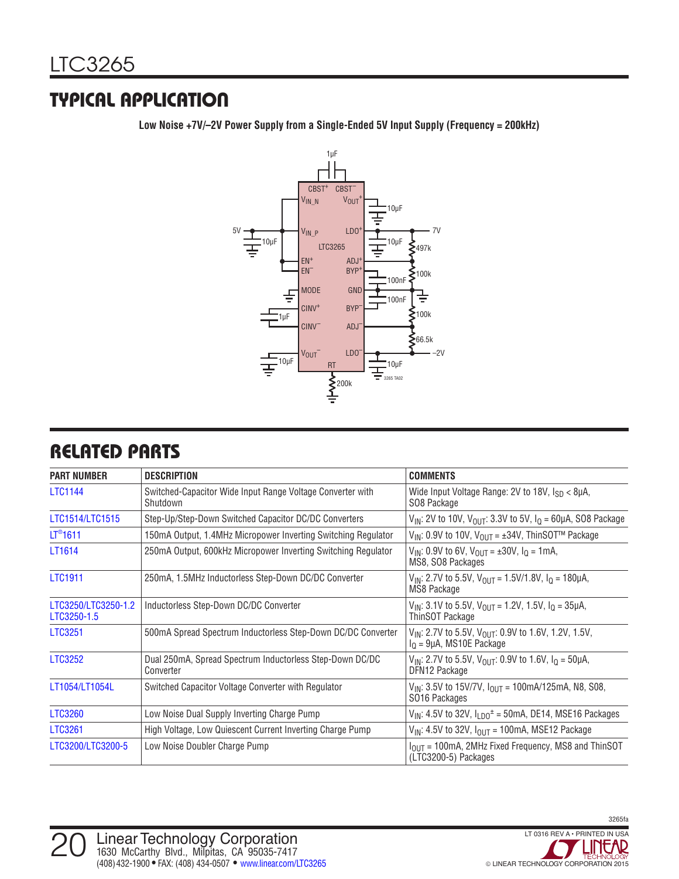## TYPICAL APPLICATION

**Low Noise +7V/–2V Power Supply from a Single-Ended 5V Input Supply (Frequency = 200kHz)**

1µF
CBST+ CBST–
VIN_N VOUT+
10µF
5V
VIN_P LDO+
7V
10µF
10µF
LTC3265
497k
EN+ ADJ+
EN– BYP+
100k
100nF
MODE GND
100nF
CINV+ BYP–
100k
1µF
CINV– ADJ–
66.5k
–2V
VOUT– LDO–
10µF
RT
10µF
200k
3265 TA02

## RELATED PARTS

| PART NUMBER | DESCRIPTION | COMMENTS |
| --- | --- | --- |
| LTC1144 | Switched-Capacitor Wide Input Range Voltage Converter with Shutdown | Wide Input Voltage Range: 2V to 18V, $I_{SD}$ < 8µA, SO8 Package |
| LTC1514/LTC1515 | Step-Up/Step-Down Switched Capacitor DC/DC Converters | $V_{IN}$: 2V to 10V, $V_{OUT}$: 3.3V to 5V, $I_Q$ = 60µA, SO8 Package |
| LT®1611 | 150mA Output, 1.4MHz Micropower Inverting Switching Regulator | $V_{IN}$: 0.9V to 10V, $V_{OUT}$ = ±34V, ThinSOT™ Package |
| LT1614 | 250mA Output, 600kHz Micropower Inverting Switching Regulator | $V_{IN}$: 0.9V to 6V, $V_{OUT}$ = ±30V, $I_Q$ = 1mA, MS8, SO8 Packages |
| LTC1911 | 250mA, 1.5MHz Inductorless Step-Down DC/DC Converter | $V_{IN}$: 2.7V to 5.5V, $V_{OUT}$ = 1.5V/1.8V, $I_Q$ = 180µA, MS8 Package |
| LTC3250/LTC3250-1.2 LTC3250-1.5 | Inductorless Step-Down DC/DC Converter | $V_{IN}$: 3.1V to 5.5V, $V_{OUT}$ = 1.2V, 1.5V, $I_Q$ = 35µA, ThinSOT Package |
| LTC3251 | 500mA Spread Spectrum Inductorless Step-Down DC/DC Converter | $V_{IN}$: 2.7V to 5.5V, $V_{OUT}$: 0.9V to 1.6V, 1.2V, 1.5V, $I_Q$ = 9µA, MS10E Package |
| LTC3252 | Dual 250mA, Spread Spectrum Inductorless Step-Down DC/DC Converter | $V_{IN}$: 2.7V to 5.5V, $V_{OUT}$: 0.9V to 1.6V, $I_Q$ = 50µA, DFN12 Package |
| LT1054/LT1054L | Switched Capacitor Voltage Converter with Regulator | $V_{IN}$: 3.5V to 15V/7V, $I_{OUT}$ = 100mA/125mA, N8, SO8, SO16 Packages |
| LTC3260 | Low Noise Dual Supply Inverting Charge Pump | $V_{IN}$: 4.5V to 32V, $I_{LDO}^{\pm}$ = 50mA, DE14, MSE16 Packages |
| LTC3261 | High Voltage, Low Quiescent Current Inverting Charge Pump | $V_{IN}$: 4.5V to 32V, $I_{OUT}$ = 100mA, MSE12 Package |
| LTC3200/LTC3200-5 | Low Noise Doubler Charge Pump | $I_{OUT}$ = 100mA, 2MHz Fixed Frequency, MS8 and ThinSOT (LTC3200-5) Packages |

Linear Technology Corporation
1630 McCarthy Blvd., Milpitas, CA 95035-7417
(408) 432-1900 • FAX: (408) 434-0507 • www.linear.com/LTC3265

LT 0316 REV A • PRINTED IN USA
© LINEAR TECHNOLOGY CORPORATION 2015